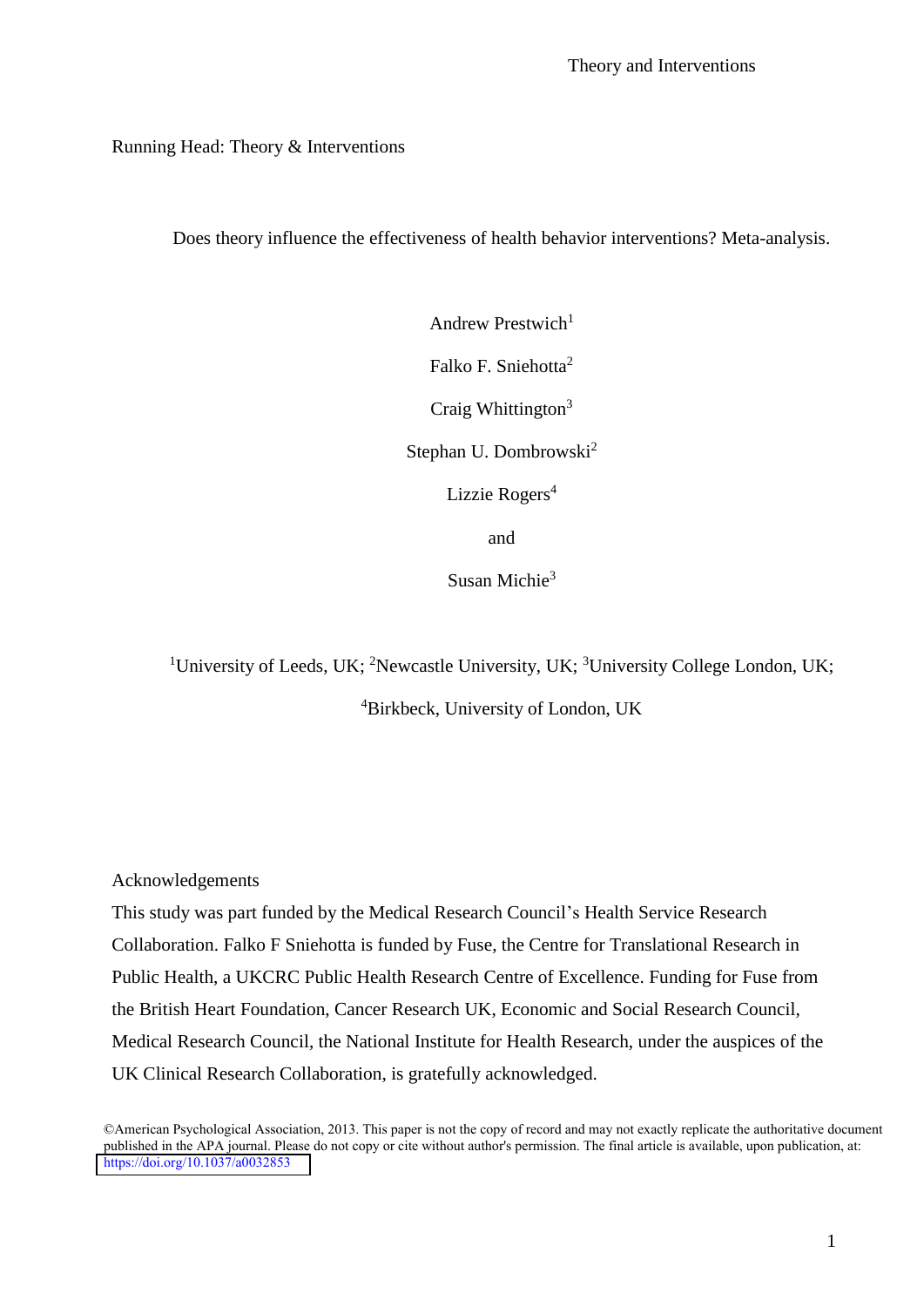Running Head: Theory & Interventions

# Does theory influence the effectiveness of health behavior interventions? Meta-analysis.

Andrew Prestwich[1]

Falko F. Sniehotta[2]

Craig Whittington[3]

Stephan U. Dombrowski[2]

Lizzie Rogers[4]

and

Susan Michie[3]

[1]University of Leeds, UK; [2]Newcastle University, UK; [3]University College London, UK; [4]Birkbeck, University of London, UK

## Acknowledgements

This study was part funded by the Medical Research Council's Health Service Research Collaboration. Falko F Sniehotta is funded by Fuse, the Centre for Translational Research in Public Health, a UKCRC Public Health Research Centre of Excellence. Funding for Fuse from the British Heart Foundation, Cancer Research UK, Economic and Social Research Council, Medical Research Council, the National Institute for Health Research, under the auspices of the UK Clinical Research Collaboration, is gratefully acknowledged.

©American Psychological Association, 2013. This paper is not the copy of record and may not exactly replicate the authoritative document published in the APA journal. Please do not copy or cite without author's permission. The final article is available, upon publication, at: https://doi.org/10.1037/a0032853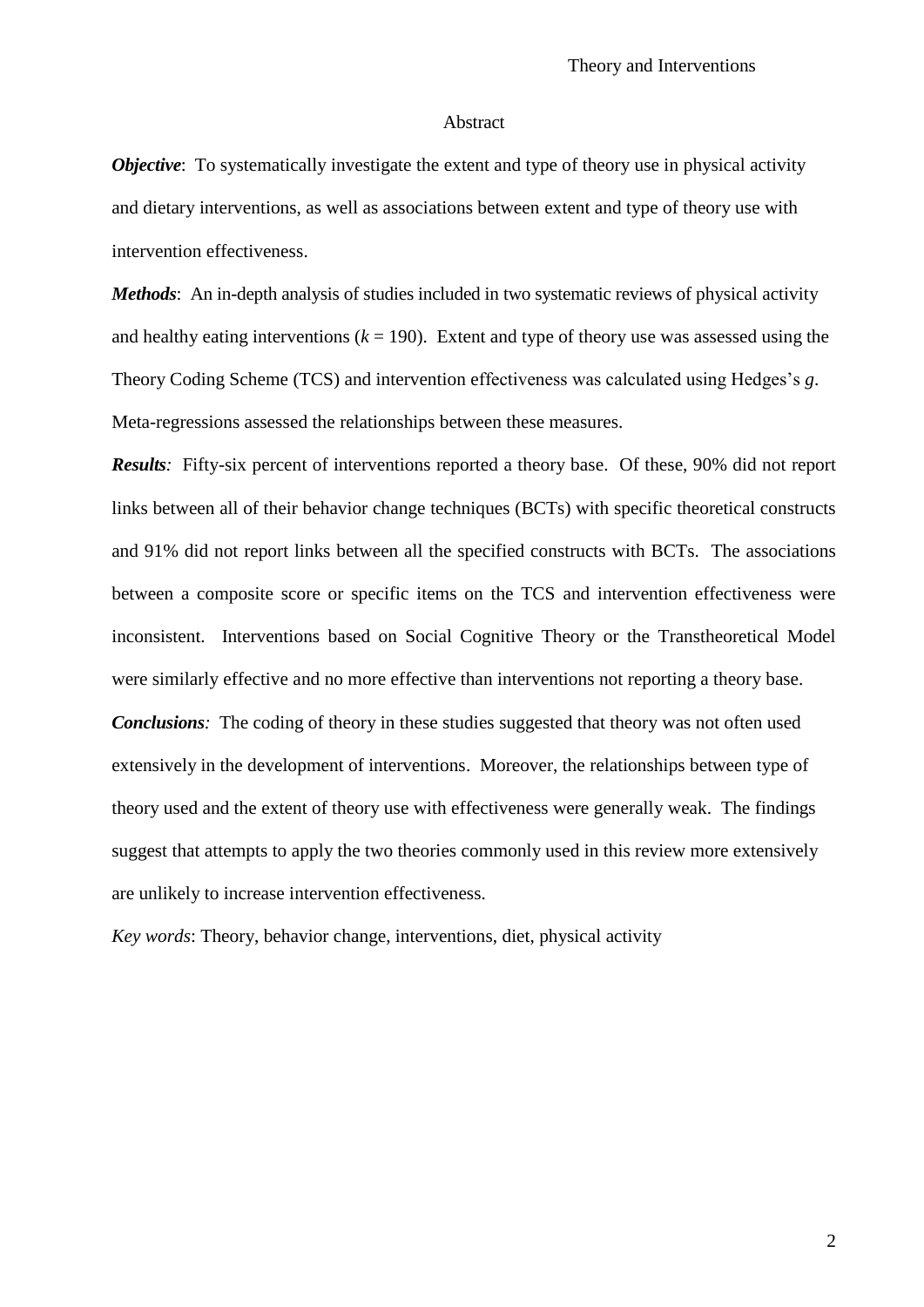## Abstract

***Objective***: To systematically investigate the extent and type of theory use in physical activity and dietary interventions, as well as associations between extent and type of theory use with intervention effectiveness.

***Methods***: An in-depth analysis of studies included in two systematic reviews of physical activity and healthy eating interventions ($k$ = 190). Extent and type of theory use was assessed using the Theory Coding Scheme (TCS) and intervention effectiveness was calculated using Hedges's $g$. Meta-regressions assessed the relationships between these measures.

***Results:*** Fifty-six percent of interventions reported a theory base. Of these, 90% did not report links between all of their behavior change techniques (BCTs) with specific theoretical constructs and 91% did not report links between all the specified constructs with BCTs. The associations between a composite score or specific items on the TCS and intervention effectiveness were inconsistent. Interventions based on Social Cognitive Theory or the Transtheoretical Model were similarly effective and no more effective than interventions not reporting a theory base.

***Conclusions:*** The coding of theory in these studies suggested that theory was not often used extensively in the development of interventions. Moreover, the relationships between type of theory used and the extent of theory use with effectiveness were generally weak. The findings suggest that attempts to apply the two theories commonly used in this review more extensively are unlikely to increase intervention effectiveness.

*Key words*: Theory, behavior change, interventions, diet, physical activity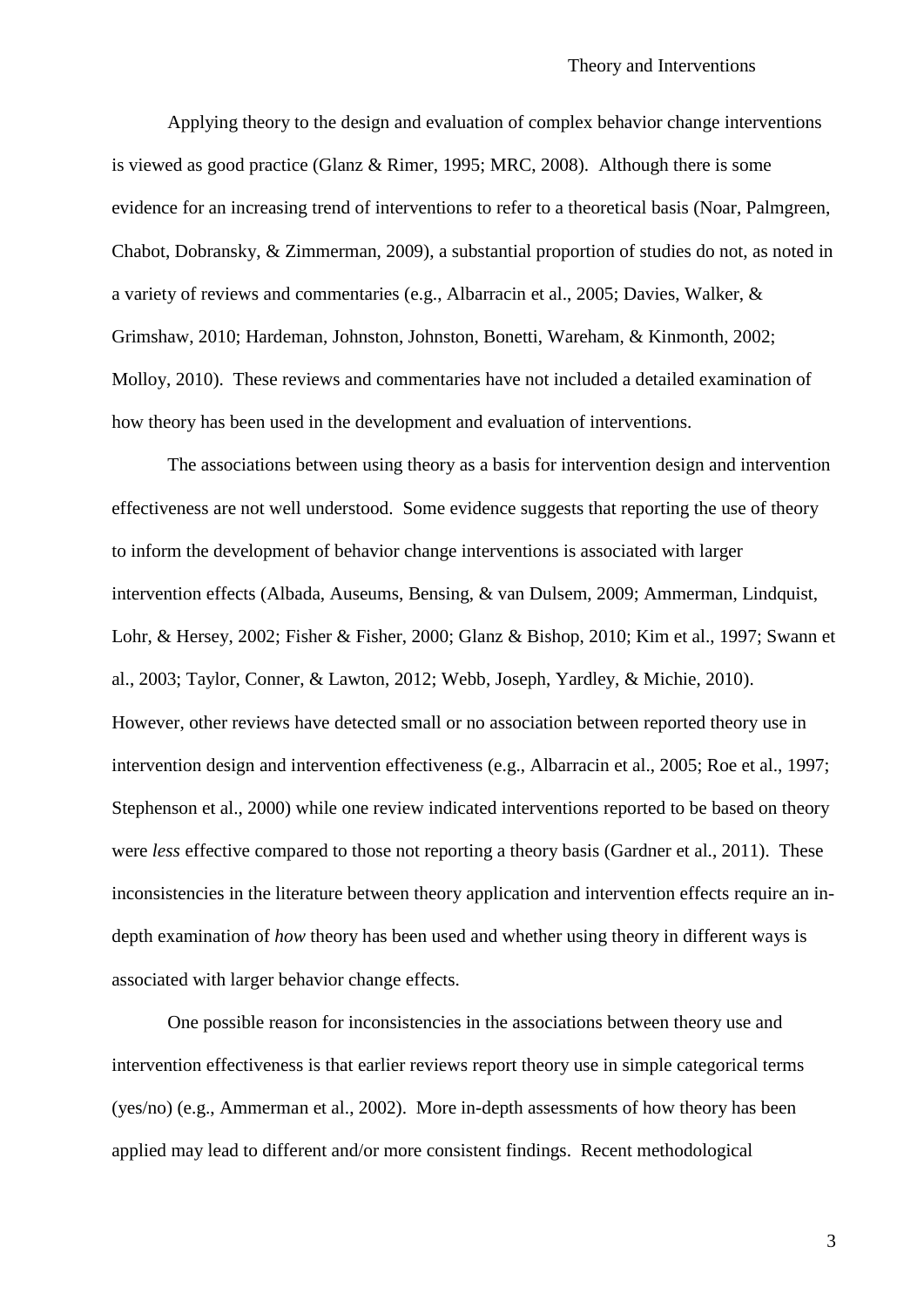Applying theory to the design and evaluation of complex behavior change interventions is viewed as good practice (Glanz & Rimer, 1995; MRC, 2008). Although there is some evidence for an increasing trend of interventions to refer to a theoretical basis (Noar, Palmgreen, Chabot, Dobransky, & Zimmerman, 2009), a substantial proportion of studies do not, as noted in a variety of reviews and commentaries (e.g., Albarracin et al., 2005; Davies, Walker, & Grimshaw, 2010; Hardeman, Johnston, Johnston, Bonetti, Wareham, & Kinmonth, 2002; Molloy, 2010). These reviews and commentaries have not included a detailed examination of how theory has been used in the development and evaluation of interventions.

The associations between using theory as a basis for intervention design and intervention effectiveness are not well understood. Some evidence suggests that reporting the use of theory to inform the development of behavior change interventions is associated with larger intervention effects (Albada, Auseums, Bensing, & van Dulsem, 2009; Ammerman, Lindquist, Lohr, & Hersey, 2002; Fisher & Fisher, 2000; Glanz & Bishop, 2010; Kim et al., 1997; Swann et al., 2003; Taylor, Conner, & Lawton, 2012; Webb, Joseph, Yardley, & Michie, 2010). However, other reviews have detected small or no association between reported theory use in intervention design and intervention effectiveness (e.g., Albarracin et al., 2005; Roe et al., 1997; Stephenson et al., 2000) while one review indicated interventions reported to be based on theory were *less* effective compared to those not reporting a theory basis (Gardner et al., 2011). These inconsistencies in the literature between theory application and intervention effects require an in-depth examination of *how* theory has been used and whether using theory in different ways is associated with larger behavior change effects.

One possible reason for inconsistencies in the associations between theory use and intervention effectiveness is that earlier reviews report theory use in simple categorical terms (yes/no) (e.g., Ammerman et al., 2002). More in-depth assessments of how theory has been applied may lead to different and/or more consistent findings. Recent methodological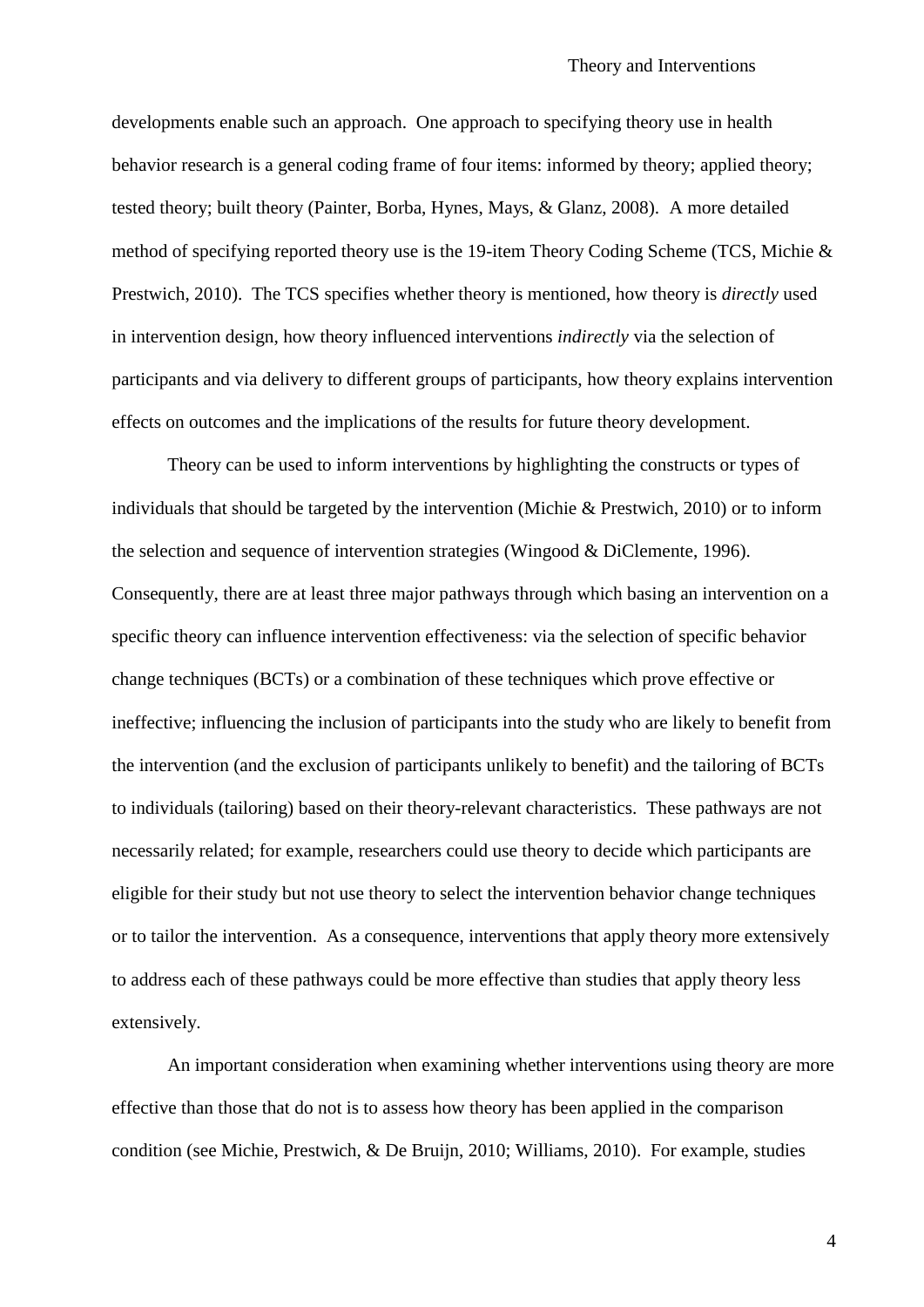developments enable such an approach. One approach to specifying theory use in health behavior research is a general coding frame of four items: informed by theory; applied theory; tested theory; built theory (Painter, Borba, Hynes, Mays, & Glanz, 2008). A more detailed method of specifying reported theory use is the 19-item Theory Coding Scheme (TCS, Michie & Prestwich, 2010). The TCS specifies whether theory is mentioned, how theory is *directly* used in intervention design, how theory influenced interventions *indirectly* via the selection of participants and via delivery to different groups of participants, how theory explains intervention effects on outcomes and the implications of the results for future theory development.

Theory can be used to inform interventions by highlighting the constructs or types of individuals that should be targeted by the intervention (Michie & Prestwich, 2010) or to inform the selection and sequence of intervention strategies (Wingood & DiClemente, 1996). Consequently, there are at least three major pathways through which basing an intervention on a specific theory can influence intervention effectiveness: via the selection of specific behavior change techniques (BCTs) or a combination of these techniques which prove effective or ineffective; influencing the inclusion of participants into the study who are likely to benefit from the intervention (and the exclusion of participants unlikely to benefit) and the tailoring of BCTs to individuals (tailoring) based on their theory-relevant characteristics. These pathways are not necessarily related; for example, researchers could use theory to decide which participants are eligible for their study but not use theory to select the intervention behavior change techniques or to tailor the intervention. As a consequence, interventions that apply theory more extensively to address each of these pathways could be more effective than studies that apply theory less extensively.

An important consideration when examining whether interventions using theory are more effective than those that do not is to assess how theory has been applied in the comparison condition (see Michie, Prestwich, & De Bruijn, 2010; Williams, 2010). For example, studies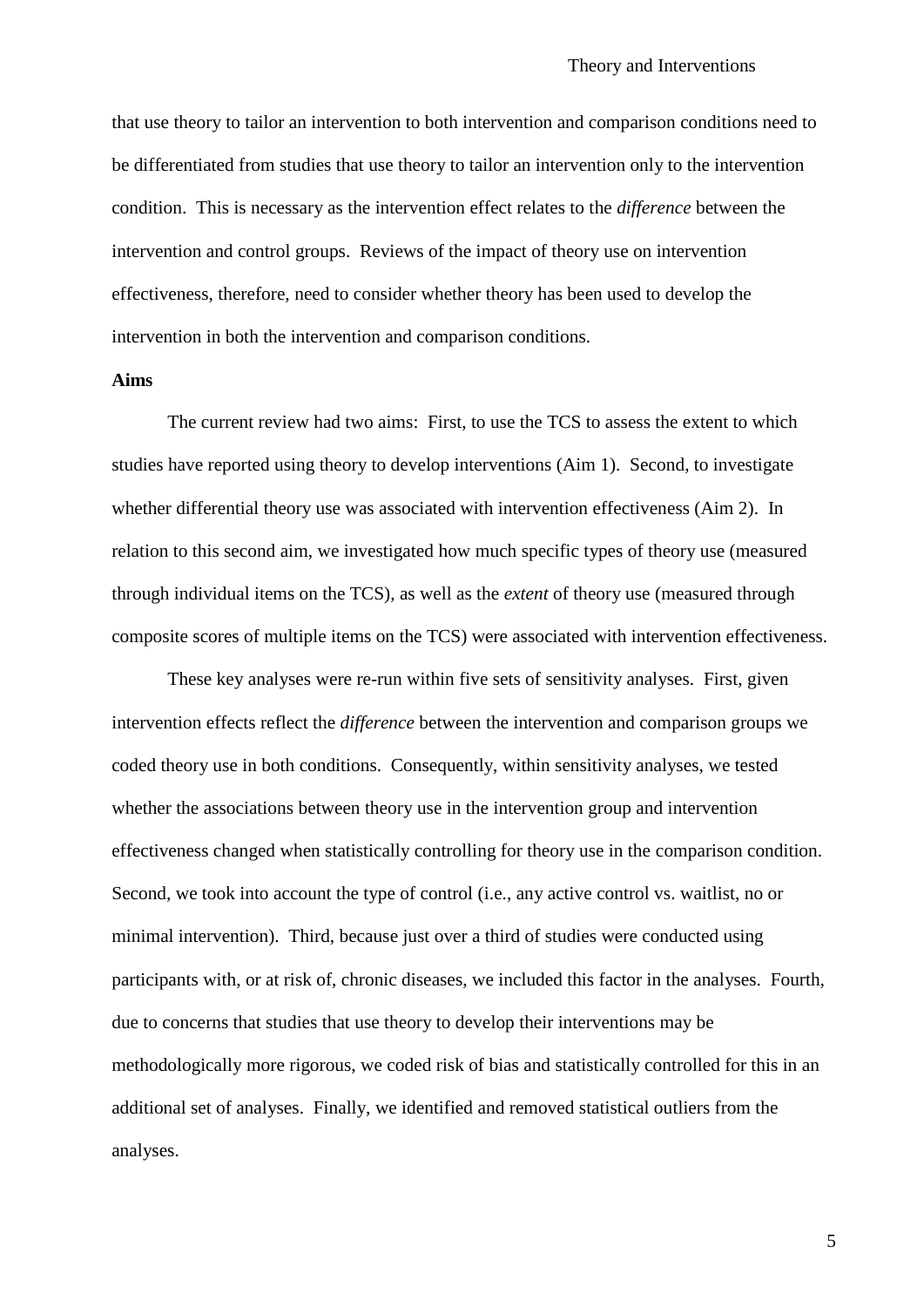that use theory to tailor an intervention to both intervention and comparison conditions need to be differentiated from studies that use theory to tailor an intervention only to the intervention condition. This is necessary as the intervention effect relates to the *difference* between the intervention and control groups. Reviews of the impact of theory use on intervention effectiveness, therefore, need to consider whether theory has been used to develop the intervention in both the intervention and comparison conditions.

**Aims**

The current review had two aims: First, to use the TCS to assess the extent to which studies have reported using theory to develop interventions (Aim 1). Second, to investigate whether differential theory use was associated with intervention effectiveness (Aim 2). In relation to this second aim, we investigated how much specific types of theory use (measured through individual items on the TCS), as well as the *extent* of theory use (measured through composite scores of multiple items on the TCS) were associated with intervention effectiveness.

These key analyses were re-run within five sets of sensitivity analyses. First, given intervention effects reflect the *difference* between the intervention and comparison groups we coded theory use in both conditions. Consequently, within sensitivity analyses, we tested whether the associations between theory use in the intervention group and intervention effectiveness changed when statistically controlling for theory use in the comparison condition. Second, we took into account the type of control (i.e., any active control vs. waitlist, no or minimal intervention). Third, because just over a third of studies were conducted using participants with, or at risk of, chronic diseases, we included this factor in the analyses. Fourth, due to concerns that studies that use theory to develop their interventions may be methodologically more rigorous, we coded risk of bias and statistically controlled for this in an additional set of analyses. Finally, we identified and removed statistical outliers from the analyses.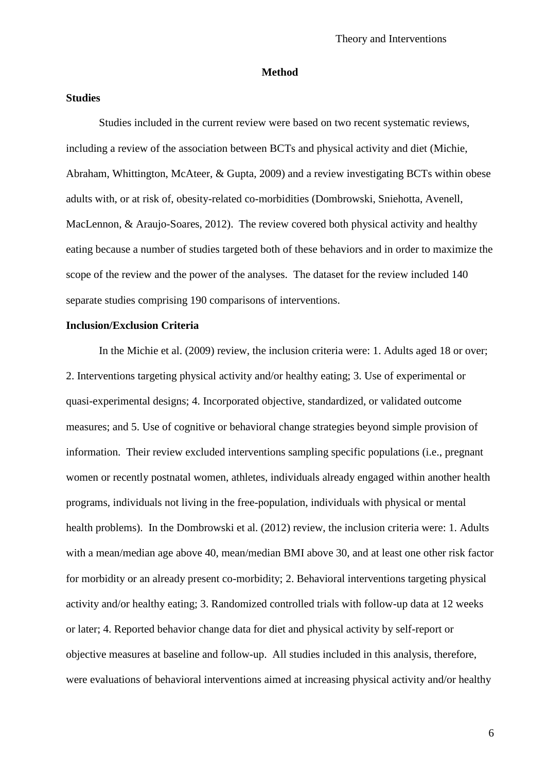## Method

### Studies

Studies included in the current review were based on two recent systematic reviews, including a review of the association between BCTs and physical activity and diet (Michie, Abraham, Whittington, McAteer, & Gupta, 2009) and a review investigating BCTs within obese adults with, or at risk of, obesity-related co-morbidities (Dombrowski, Sniehotta, Avenell, MacLennon, & Araujo-Soares, 2012). The review covered both physical activity and healthy eating because a number of studies targeted both of these behaviors and in order to maximize the scope of the review and the power of the analyses. The dataset for the review included 140 separate studies comprising 190 comparisons of interventions.

### Inclusion/Exclusion Criteria

In the Michie et al. (2009) review, the inclusion criteria were: 1. Adults aged 18 or over; 2. Interventions targeting physical activity and/or healthy eating; 3. Use of experimental or quasi-experimental designs; 4. Incorporated objective, standardized, or validated outcome measures; and 5. Use of cognitive or behavioral change strategies beyond simple provision of information. Their review excluded interventions sampling specific populations (i.e., pregnant women or recently postnatal women, athletes, individuals already engaged within another health programs, individuals not living in the free-population, individuals with physical or mental health problems). In the Dombrowski et al. (2012) review, the inclusion criteria were: 1. Adults with a mean/median age above 40, mean/median BMI above 30, and at least one other risk factor for morbidity or an already present co-morbidity; 2. Behavioral interventions targeting physical activity and/or healthy eating; 3. Randomized controlled trials with follow-up data at 12 weeks or later; 4. Reported behavior change data for diet and physical activity by self-report or objective measures at baseline and follow-up. All studies included in this analysis, therefore, were evaluations of behavioral interventions aimed at increasing physical activity and/or healthy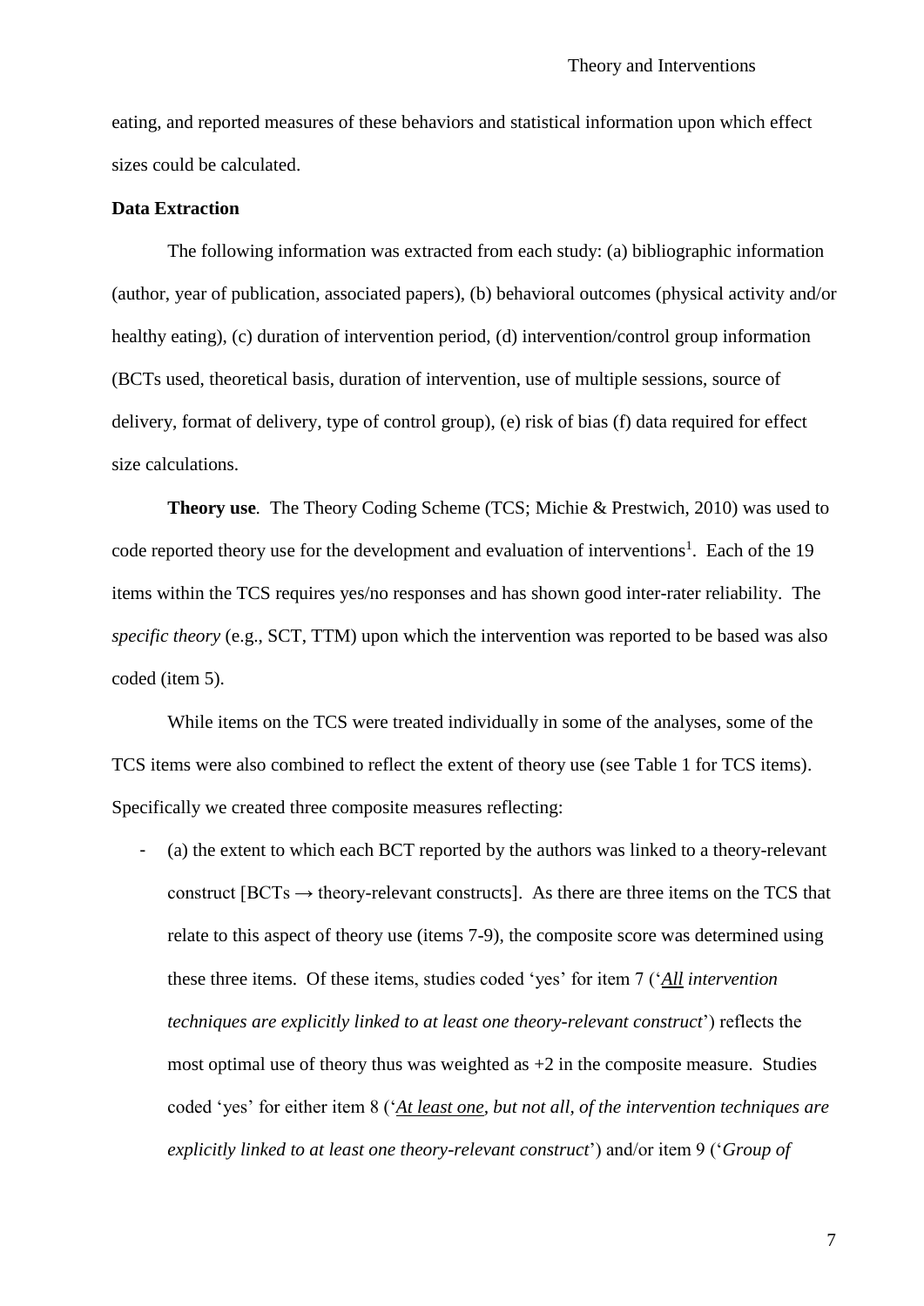eating, and reported measures of these behaviors and statistical information upon which effect sizes could be calculated.

**Data Extraction**

The following information was extracted from each study: (a) bibliographic information (author, year of publication, associated papers), (b) behavioral outcomes (physical activity and/or healthy eating), (c) duration of intervention period, (d) intervention/control group information (BCTs used, theoretical basis, duration of intervention, use of multiple sessions, source of delivery, format of delivery, type of control group), (e) risk of bias (f) data required for effect size calculations.

**Theory use**. The Theory Coding Scheme (TCS; Michie & Prestwich, 2010) was used to code reported theory use for the development and evaluation of interventions[1]. Each of the 19 items within the TCS requires yes/no responses and has shown good inter-rater reliability. The *specific theory* (e.g., SCT, TTM) upon which the intervention was reported to be based was also coded (item 5).

While items on the TCS were treated individually in some of the analyses, some of the TCS items were also combined to reflect the extent of theory use (see Table 1 for TCS items). Specifically we created three composite measures reflecting:

- (a) the extent to which each BCT reported by the authors was linked to a theory-relevant construct [BCTs → theory-relevant constructs]. As there are three items on the TCS that relate to this aspect of theory use (items 7-9), the composite score was determined using these three items. Of these items, studies coded 'yes' for item 7 ('*__All__ intervention techniques are explicitly linked to at least one theory-relevant construct*') reflects the most optimal use of theory thus was weighted as +2 in the composite measure. Studies coded 'yes' for either item 8 ('*__At least one__, but not all, of the intervention techniques are explicitly linked to at least one theory-relevant construct*') and/or item 9 ('*Group of*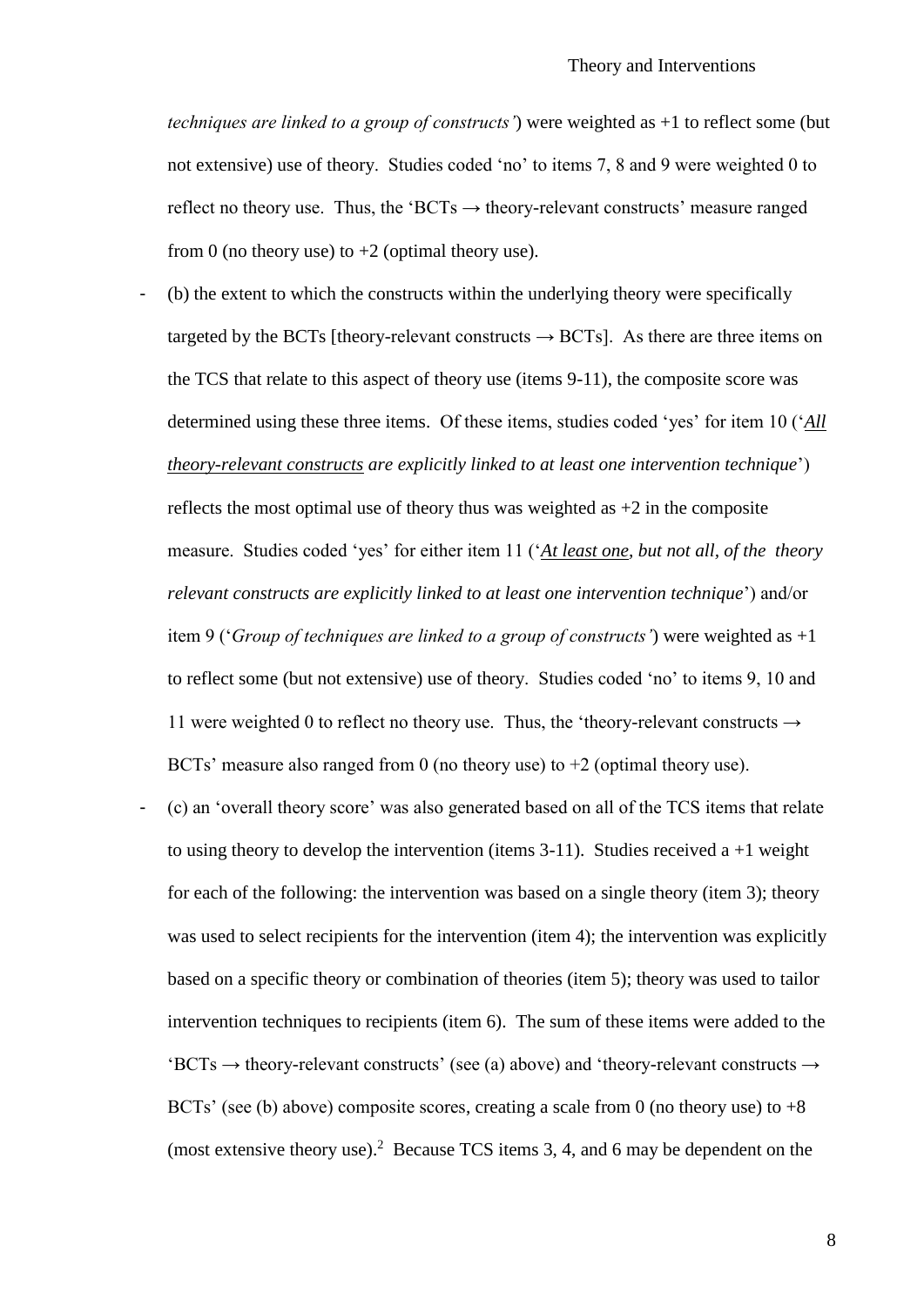*techniques are linked to a group of constructs'*) were weighted as +1 to reflect some (but not extensive) use of theory. Studies coded 'no' to items 7, 8 and 9 were weighted 0 to reflect no theory use. Thus, the 'BCTs → theory-relevant constructs' measure ranged from 0 (no theory use) to +2 (optimal theory use).

- (b) the extent to which the constructs within the underlying theory were specifically targeted by the BCTs [theory-relevant constructs → BCTs]. As there are three items on the TCS that relate to this aspect of theory use (items 9-11), the composite score was determined using these three items. Of these items, studies coded 'yes' for item 10 ('*<u>All theory-relevant constructs</u> are explicitly linked to at least one intervention technique*') reflects the most optimal use of theory thus was weighted as +2 in the composite measure. Studies coded 'yes' for either item 11 ('*<u>At least one</u>, but not all, of the theory relevant constructs are explicitly linked to at least one intervention technique*') and/or item 9 ('*Group of techniques are linked to a group of constructs'*) were weighted as +1 to reflect some (but not extensive) use of theory. Studies coded 'no' to items 9, 10 and 11 were weighted 0 to reflect no theory use. Thus, the 'theory-relevant constructs → BCTs' measure also ranged from 0 (no theory use) to +2 (optimal theory use).
- (c) an 'overall theory score' was also generated based on all of the TCS items that relate to using theory to develop the intervention (items 3-11). Studies received a +1 weight for each of the following: the intervention was based on a single theory (item 3); theory was used to select recipients for the intervention (item 4); the intervention was explicitly based on a specific theory or combination of theories (item 5); theory was used to tailor intervention techniques to recipients (item 6). The sum of these items were added to the 'BCTs → theory-relevant constructs' (see (a) above) and 'theory-relevant constructs → BCTs' (see (b) above) composite scores, creating a scale from 0 (no theory use) to +8 (most extensive theory use).[2] Because TCS items 3, 4, and 6 may be dependent on the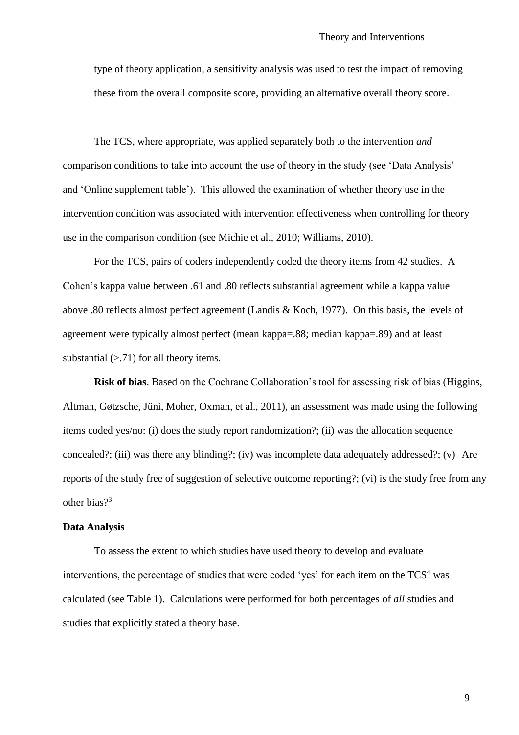type of theory application, a sensitivity analysis was used to test the impact of removing these from the overall composite score, providing an alternative overall theory score.

The TCS, where appropriate, was applied separately both to the intervention *and* comparison conditions to take into account the use of theory in the study (see 'Data Analysis' and 'Online supplement table'). This allowed the examination of whether theory use in the intervention condition was associated with intervention effectiveness when controlling for theory use in the comparison condition (see Michie et al., 2010; Williams, 2010).

For the TCS, pairs of coders independently coded the theory items from 42 studies. A Cohen's kappa value between .61 and .80 reflects substantial agreement while a kappa value above .80 reflects almost perfect agreement (Landis & Koch, 1977). On this basis, the levels of agreement were typically almost perfect (mean kappa=.88; median kappa=.89) and at least substantial (>.71) for all theory items.

**Risk of bias**. Based on the Cochrane Collaboration's tool for assessing risk of bias (Higgins, Altman, Gøtzsche, Jüni, Moher, Oxman, et al., 2011), an assessment was made using the following items coded yes/no: (i) does the study report randomization?; (ii) was the allocation sequence concealed?; (iii) was there any blinding?; (iv) was incomplete data adequately addressed?; (v) Are reports of the study free of suggestion of selective outcome reporting?; (vi) is the study free from any other bias?[3]

**Data Analysis**

To assess the extent to which studies have used theory to develop and evaluate interventions, the percentage of studies that were coded 'yes' for each item on the TCS[4] was calculated (see Table 1). Calculations were performed for both percentages of *all* studies and studies that explicitly stated a theory base.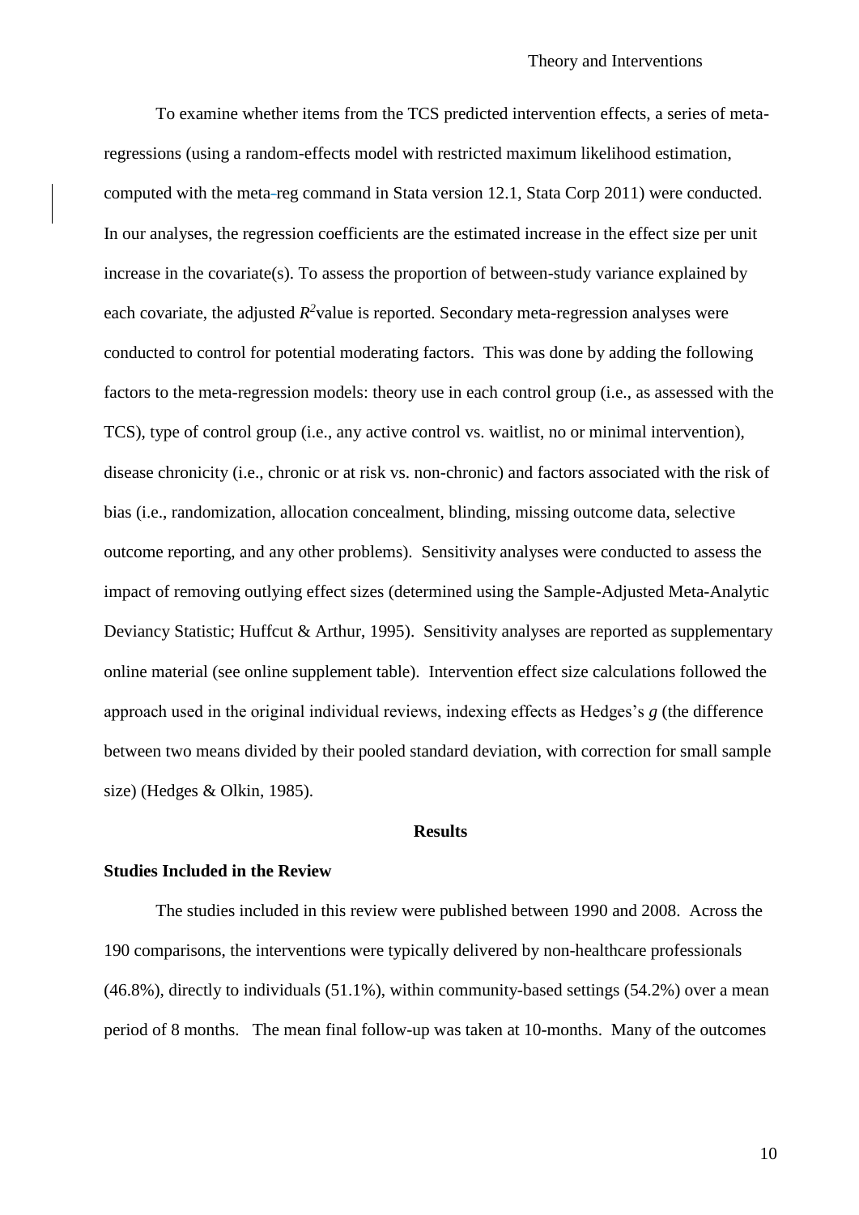To examine whether items from the TCS predicted intervention effects, a series of meta-regressions (using a random-effects model with restricted maximum likelihood estimation, computed with the meta-reg command in Stata version 12.1, Stata Corp 2011) were conducted. In our analyses, the regression coefficients are the estimated increase in the effect size per unit increase in the covariate(s). To assess the proportion of between-study variance explained by each covariate, the adjusted $R^2$value is reported. Secondary meta-regression analyses were conducted to control for potential moderating factors. This was done by adding the following factors to the meta-regression models: theory use in each control group (i.e., as assessed with the TCS), type of control group (i.e., any active control vs. waitlist, no or minimal intervention), disease chronicity (i.e., chronic or at risk vs. non-chronic) and factors associated with the risk of bias (i.e., randomization, allocation concealment, blinding, missing outcome data, selective outcome reporting, and any other problems). Sensitivity analyses were conducted to assess the impact of removing outlying effect sizes (determined using the Sample-Adjusted Meta-Analytic Deviancy Statistic; Huffcut & Arthur, 1995). Sensitivity analyses are reported as supplementary online material (see online supplement table). Intervention effect size calculations followed the approach used in the original individual reviews, indexing effects as Hedges's $g$ (the difference between two means divided by their pooled standard deviation, with correction for small sample size) (Hedges & Olkin, 1985).

## Results

### Studies Included in the Review

The studies included in this review were published between 1990 and 2008. Across the 190 comparisons, the interventions were typically delivered by non-healthcare professionals (46.8%), directly to individuals (51.1%), within community-based settings (54.2%) over a mean period of 8 months. The mean final follow-up was taken at 10-months. Many of the outcomes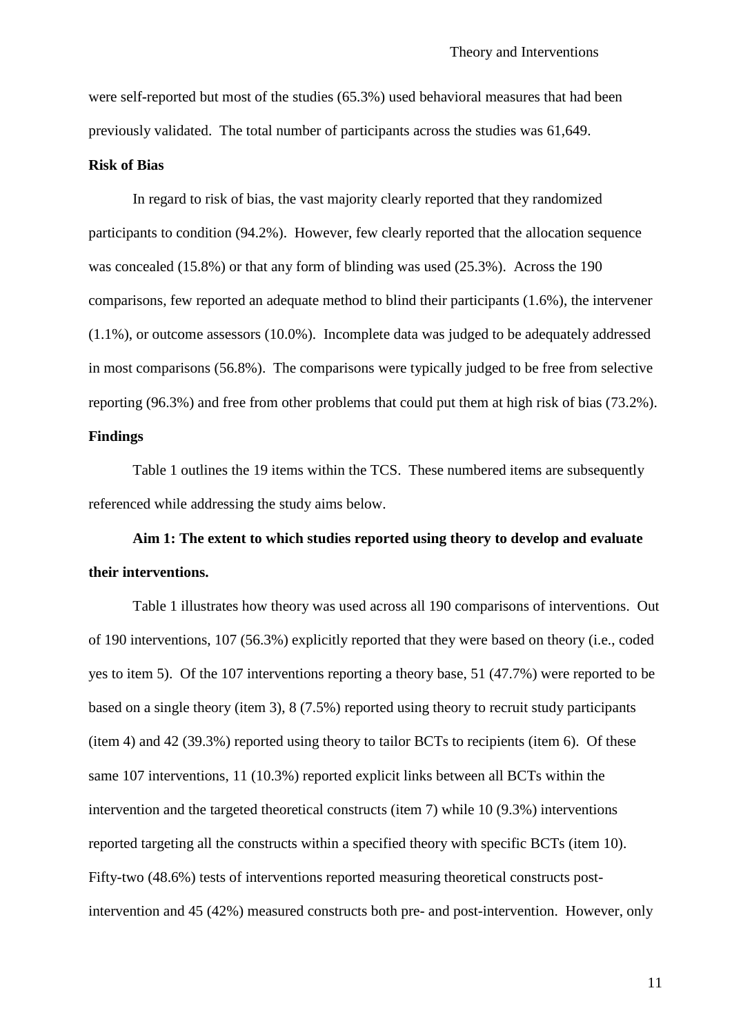were self-reported but most of the studies (65.3%) used behavioral measures that had been previously validated. The total number of participants across the studies was 61,649.

**Risk of Bias**

In regard to risk of bias, the vast majority clearly reported that they randomized participants to condition (94.2%). However, few clearly reported that the allocation sequence was concealed (15.8%) or that any form of blinding was used (25.3%). Across the 190 comparisons, few reported an adequate method to blind their participants (1.6%), the intervener (1.1%), or outcome assessors (10.0%). Incomplete data was judged to be adequately addressed in most comparisons (56.8%). The comparisons were typically judged to be free from selective reporting (96.3%) and free from other problems that could put them at high risk of bias (73.2%).

**Findings**

Table 1 outlines the 19 items within the TCS. These numbered items are subsequently referenced while addressing the study aims below.

**Aim 1: The extent to which studies reported using theory to develop and evaluate their interventions.**

Table 1 illustrates how theory was used across all 190 comparisons of interventions. Out of 190 interventions, 107 (56.3%) explicitly reported that they were based on theory (i.e., coded yes to item 5). Of the 107 interventions reporting a theory base, 51 (47.7%) were reported to be based on a single theory (item 3), 8 (7.5%) reported using theory to recruit study participants (item 4) and 42 (39.3%) reported using theory to tailor BCTs to recipients (item 6). Of these same 107 interventions, 11 (10.3%) reported explicit links between all BCTs within the intervention and the targeted theoretical constructs (item 7) while 10 (9.3%) interventions reported targeting all the constructs within a specified theory with specific BCTs (item 10). Fifty-two (48.6%) tests of interventions reported measuring theoretical constructs post-intervention and 45 (42%) measured constructs both pre- and post-intervention. However, only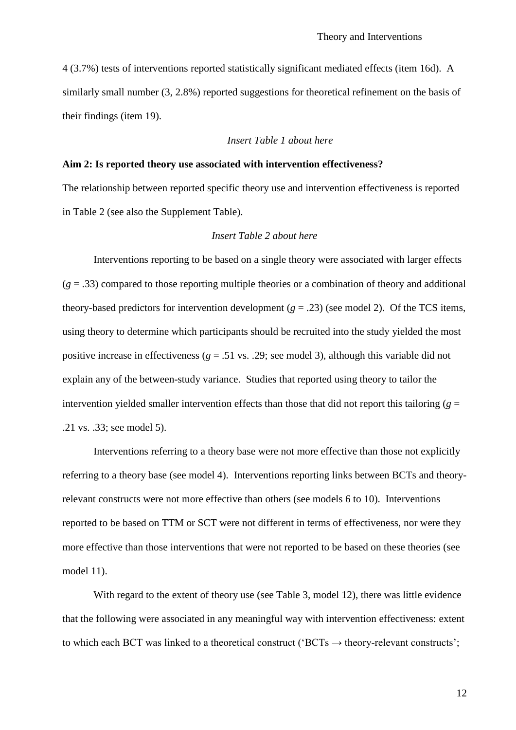4 (3.7%) tests of interventions reported statistically significant mediated effects (item 16d). A similarly small number (3, 2.8%) reported suggestions for theoretical refinement on the basis of their findings (item 19).

*Insert Table 1 about here*

**Aim 2: Is reported theory use associated with intervention effectiveness?**

The relationship between reported specific theory use and intervention effectiveness is reported in Table 2 (see also the Supplement Table).

*Insert Table 2 about here*

Interventions reporting to be based on a single theory were associated with larger effects ($g$ = .33) compared to those reporting multiple theories or a combination of theory and additional theory-based predictors for intervention development ($g$ = .23) (see model 2). Of the TCS items, using theory to determine which participants should be recruited into the study yielded the most positive increase in effectiveness ($g$ = .51 vs. .29; see model 3), although this variable did not explain any of the between-study variance. Studies that reported using theory to tailor the intervention yielded smaller intervention effects than those that did not report this tailoring ($g$ = .21 vs. .33; see model 5).

Interventions referring to a theory base were not more effective than those not explicitly referring to a theory base (see model 4). Interventions reporting links between BCTs and theory-relevant constructs were not more effective than others (see models 6 to 10). Interventions reported to be based on TTM or SCT were not different in terms of effectiveness, nor were they more effective than those interventions that were not reported to be based on these theories (see model 11).

With regard to the extent of theory use (see Table 3, model 12), there was little evidence that the following were associated in any meaningful way with intervention effectiveness: extent to which each BCT was linked to a theoretical construct ('BCTs → theory-relevant constructs';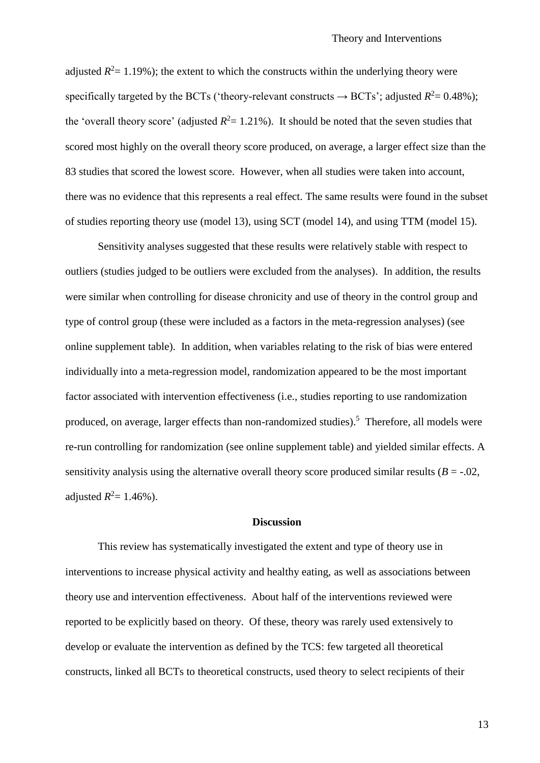adjusted $R^2$= 1.19%); the extent to which the constructs within the underlying theory were specifically targeted by the BCTs ('theory-relevant constructs → BCTs'; adjusted $R^2$= 0.48%); the 'overall theory score' (adjusted $R^2$= 1.21%). It should be noted that the seven studies that scored most highly on the overall theory score produced, on average, a larger effect size than the 83 studies that scored the lowest score. However, when all studies were taken into account, there was no evidence that this represents a real effect. The same results were found in the subset of studies reporting theory use (model 13), using SCT (model 14), and using TTM (model 15).

Sensitivity analyses suggested that these results were relatively stable with respect to outliers (studies judged to be outliers were excluded from the analyses). In addition, the results were similar when controlling for disease chronicity and use of theory in the control group and type of control group (these were included as a factors in the meta-regression analyses) (see online supplement table). In addition, when variables relating to the risk of bias were entered individually into a meta-regression model, randomization appeared to be the most important factor associated with intervention effectiveness (i.e., studies reporting to use randomization produced, on average, larger effects than non-randomized studies).[5] Therefore, all models were re-run controlling for randomization (see online supplement table) and yielded similar effects. A sensitivity analysis using the alternative overall theory score produced similar results ($B$ = -.02, adjusted $R^2$= 1.46%).

## Discussion

This review has systematically investigated the extent and type of theory use in interventions to increase physical activity and healthy eating, as well as associations between theory use and intervention effectiveness. About half of the interventions reviewed were reported to be explicitly based on theory. Of these, theory was rarely used extensively to develop or evaluate the intervention as defined by the TCS: few targeted all theoretical constructs, linked all BCTs to theoretical constructs, used theory to select recipients of their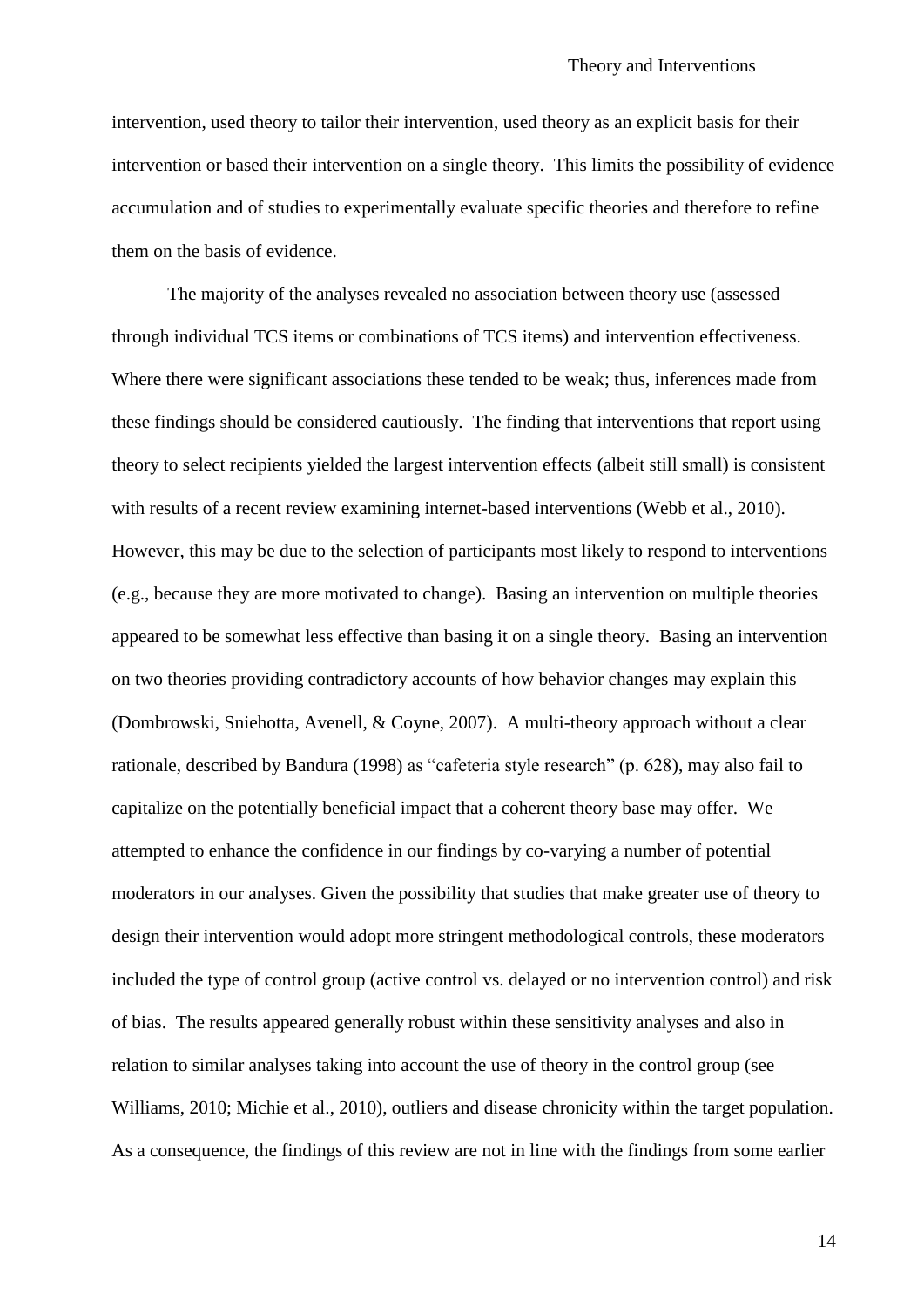intervention, used theory to tailor their intervention, used theory as an explicit basis for their intervention or based their intervention on a single theory. This limits the possibility of evidence accumulation and of studies to experimentally evaluate specific theories and therefore to refine them on the basis of evidence.

The majority of the analyses revealed no association between theory use (assessed through individual TCS items or combinations of TCS items) and intervention effectiveness. Where there were significant associations these tended to be weak; thus, inferences made from these findings should be considered cautiously. The finding that interventions that report using theory to select recipients yielded the largest intervention effects (albeit still small) is consistent with results of a recent review examining internet-based interventions (Webb et al., 2010). However, this may be due to the selection of participants most likely to respond to interventions (e.g., because they are more motivated to change). Basing an intervention on multiple theories appeared to be somewhat less effective than basing it on a single theory. Basing an intervention on two theories providing contradictory accounts of how behavior changes may explain this (Dombrowski, Sniehotta, Avenell, & Coyne, 2007). A multi-theory approach without a clear rationale, described by Bandura (1998) as "cafeteria style research" (p. 628), may also fail to capitalize on the potentially beneficial impact that a coherent theory base may offer. We attempted to enhance the confidence in our findings by co-varying a number of potential moderators in our analyses. Given the possibility that studies that make greater use of theory to design their intervention would adopt more stringent methodological controls, these moderators included the type of control group (active control vs. delayed or no intervention control) and risk of bias. The results appeared generally robust within these sensitivity analyses and also in relation to similar analyses taking into account the use of theory in the control group (see Williams, 2010; Michie et al., 2010), outliers and disease chronicity within the target population. As a consequence, the findings of this review are not in line with the findings from some earlier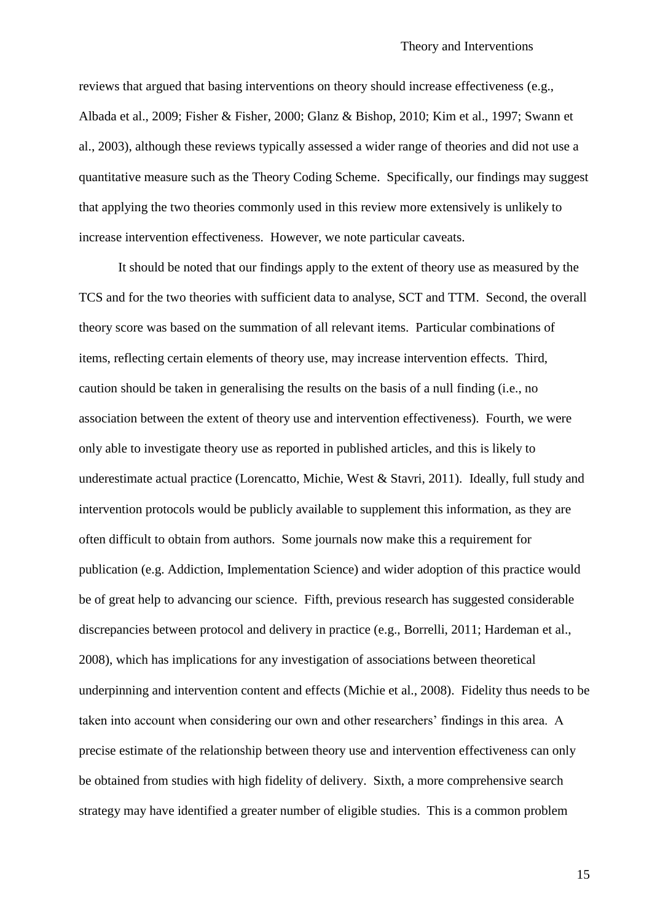reviews that argued that basing interventions on theory should increase effectiveness (e.g., Albada et al., 2009; Fisher & Fisher, 2000; Glanz & Bishop, 2010; Kim et al., 1997; Swann et al., 2003), although these reviews typically assessed a wider range of theories and did not use a quantitative measure such as the Theory Coding Scheme. Specifically, our findings may suggest that applying the two theories commonly used in this review more extensively is unlikely to increase intervention effectiveness. However, we note particular caveats.

It should be noted that our findings apply to the extent of theory use as measured by the TCS and for the two theories with sufficient data to analyse, SCT and TTM. Second, the overall theory score was based on the summation of all relevant items. Particular combinations of items, reflecting certain elements of theory use, may increase intervention effects. Third, caution should be taken in generalising the results on the basis of a null finding (i.e., no association between the extent of theory use and intervention effectiveness). Fourth, we were only able to investigate theory use as reported in published articles, and this is likely to underestimate actual practice (Lorencatto, Michie, West & Stavri, 2011). Ideally, full study and intervention protocols would be publicly available to supplement this information, as they are often difficult to obtain from authors. Some journals now make this a requirement for publication (e.g. Addiction, Implementation Science) and wider adoption of this practice would be of great help to advancing our science. Fifth, previous research has suggested considerable discrepancies between protocol and delivery in practice (e.g., Borrelli, 2011; Hardeman et al., 2008), which has implications for any investigation of associations between theoretical underpinning and intervention content and effects (Michie et al., 2008). Fidelity thus needs to be taken into account when considering our own and other researchers' findings in this area. A precise estimate of the relationship between theory use and intervention effectiveness can only be obtained from studies with high fidelity of delivery. Sixth, a more comprehensive search strategy may have identified a greater number of eligible studies. This is a common problem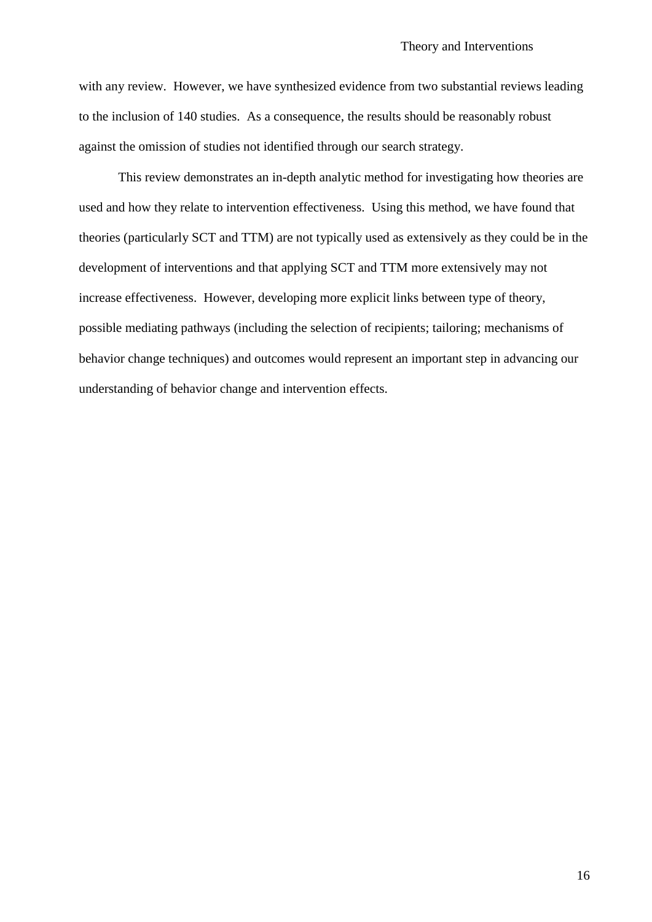with any review. However, we have synthesized evidence from two substantial reviews leading to the inclusion of 140 studies. As a consequence, the results should be reasonably robust against the omission of studies not identified through our search strategy.

This review demonstrates an in-depth analytic method for investigating how theories are used and how they relate to intervention effectiveness. Using this method, we have found that theories (particularly SCT and TTM) are not typically used as extensively as they could be in the development of interventions and that applying SCT and TTM more extensively may not increase effectiveness. However, developing more explicit links between type of theory, possible mediating pathways (including the selection of recipients; tailoring; mechanisms of behavior change techniques) and outcomes would represent an important step in advancing our understanding of behavior change and intervention effects.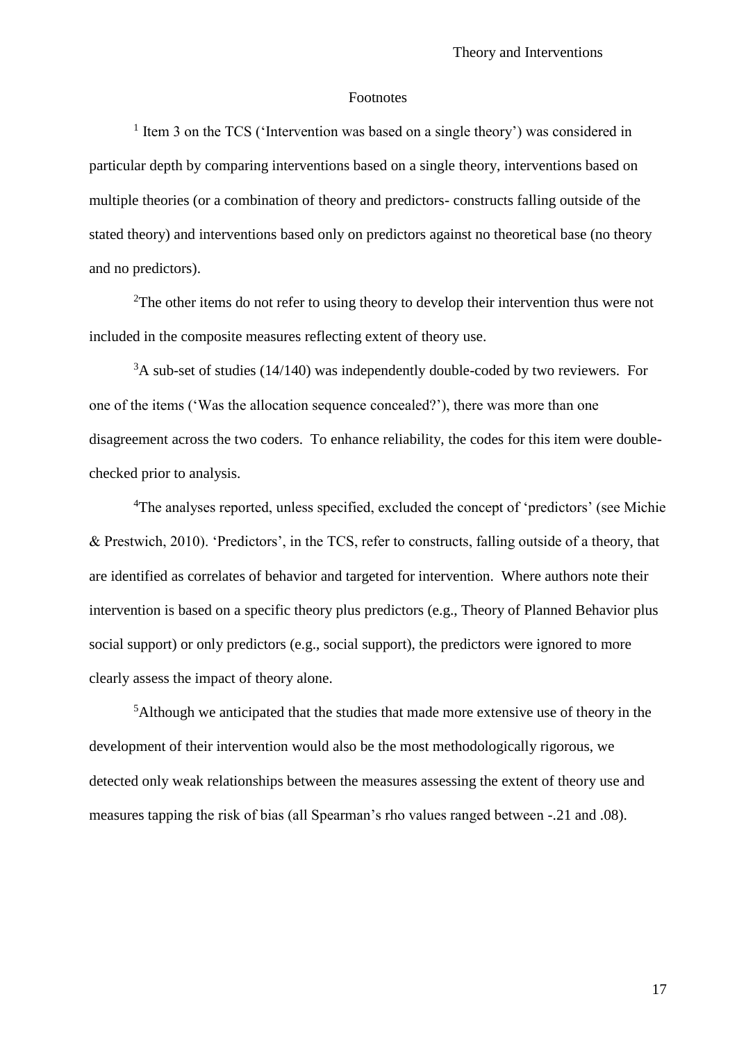## Footnotes

[1] Item 3 on the TCS ('Intervention was based on a single theory') was considered in particular depth by comparing interventions based on a single theory, interventions based on multiple theories (or a combination of theory and predictors- constructs falling outside of the stated theory) and interventions based only on predictors against no theoretical base (no theory and no predictors).

[2]The other items do not refer to using theory to develop their intervention thus were not included in the composite measures reflecting extent of theory use.

[3]A sub-set of studies (14/140) was independently double-coded by two reviewers. For one of the items ('Was the allocation sequence concealed?'), there was more than one disagreement across the two coders. To enhance reliability, the codes for this item were double-checked prior to analysis.

[4]The analyses reported, unless specified, excluded the concept of 'predictors' (see Michie & Prestwich, 2010). 'Predictors', in the TCS, refer to constructs, falling outside of a theory, that are identified as correlates of behavior and targeted for intervention. Where authors note their intervention is based on a specific theory plus predictors (e.g., Theory of Planned Behavior plus social support) or only predictors (e.g., social support), the predictors were ignored to more clearly assess the impact of theory alone.

[5]Although we anticipated that the studies that made more extensive use of theory in the development of their intervention would also be the most methodologically rigorous, we detected only weak relationships between the measures assessing the extent of theory use and measures tapping the risk of bias (all Spearman's rho values ranged between -.21 and .08).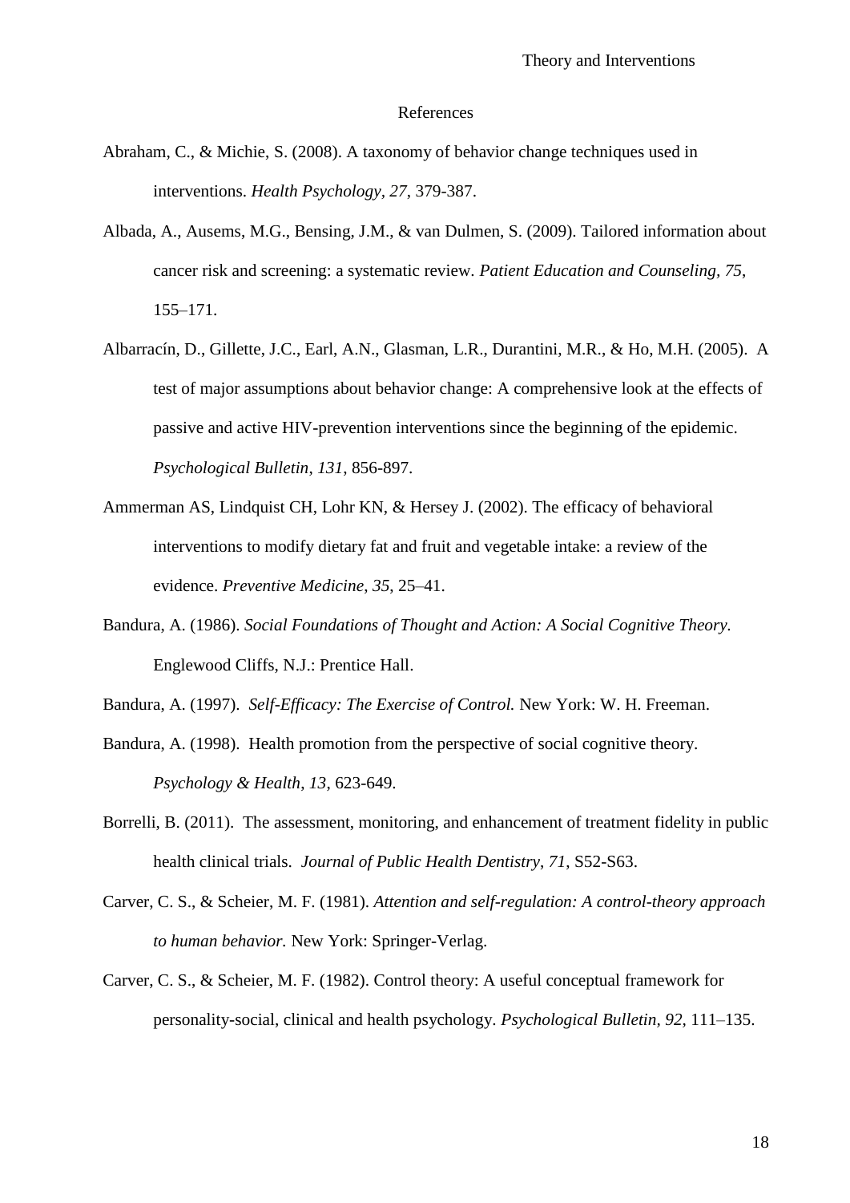## References

Abraham, C., & Michie, S. (2008). A taxonomy of behavior change techniques used in interventions. *Health Psychology*, *27*, 379-387.

Albada, A., Ausems, M.G., Bensing, J.M., & van Dulmen, S. (2009). Tailored information about cancer risk and screening: a systematic review. *Patient Education and Counseling, 75*, 155–171.

Albarracín, D., Gillette, J.C., Earl, A.N., Glasman, L.R., Durantini, M.R., & Ho, M.H. (2005). A test of major assumptions about behavior change: A comprehensive look at the effects of passive and active HIV-prevention interventions since the beginning of the epidemic. *Psychological Bulletin*, *131*, 856-897.

Ammerman AS, Lindquist CH, Lohr KN, & Hersey J. (2002). The efficacy of behavioral interventions to modify dietary fat and fruit and vegetable intake: a review of the evidence. *Preventive Medicine*, *35*, 25–41.

Bandura, A. (1986). *Social Foundations of Thought and Action: A Social Cognitive Theory.* Englewood Cliffs, N.J.: Prentice Hall.

Bandura, A. (1997). *Self-Efficacy: The Exercise of Control.* New York: W. H. Freeman.

Bandura, A. (1998). Health promotion from the perspective of social cognitive theory. *Psychology & Health*, *13*, 623-649.

Borrelli, B. (2011). The assessment, monitoring, and enhancement of treatment fidelity in public health clinical trials. *Journal of Public Health Dentistry*, *71*, S52-S63.

Carver, C. S., & Scheier, M. F. (1981). *Attention and self-regulation: A control-theory approach to human behavior.* New York: Springer-Verlag.

Carver, C. S., & Scheier, M. F. (1982). Control theory: A useful conceptual framework for personality-social, clinical and health psychology. *Psychological Bulletin, 92*, 111–135.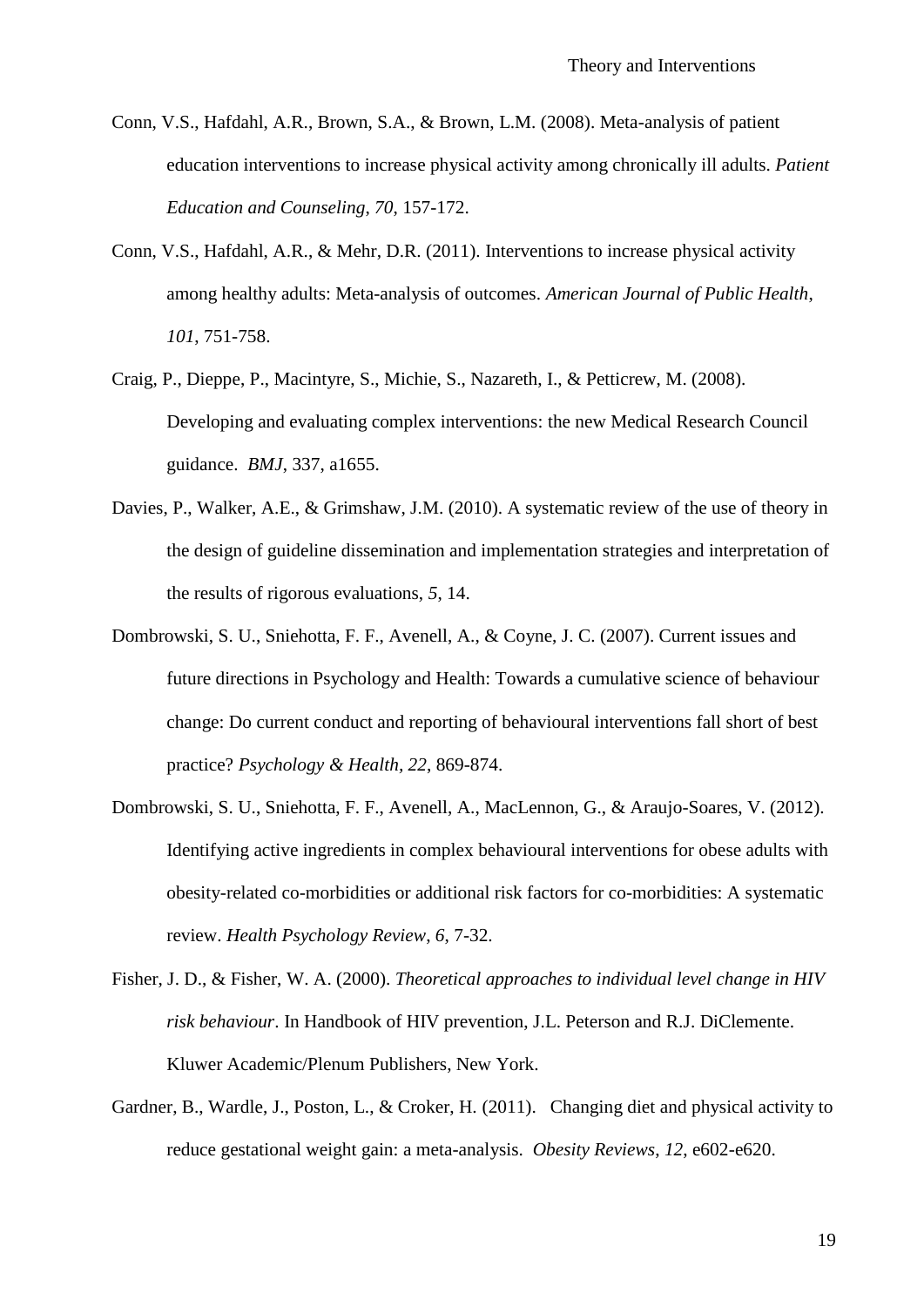Conn, V.S., Hafdahl, A.R., Brown, S.A., & Brown, L.M. (2008). Meta-analysis of patient education interventions to increase physical activity among chronically ill adults. *Patient Education and Counseling*, *70*, 157-172.

Conn, V.S., Hafdahl, A.R., & Mehr, D.R. (2011). Interventions to increase physical activity among healthy adults: Meta-analysis of outcomes. *American Journal of Public Health*, *101*, 751-758.

Craig, P., Dieppe, P., Macintyre, S., Michie, S., Nazareth, I., & Petticrew, M. (2008). Developing and evaluating complex interventions: the new Medical Research Council guidance. *BMJ*, 337, a1655.

Davies, P., Walker, A.E., & Grimshaw, J.M. (2010). A systematic review of the use of theory in the design of guideline dissemination and implementation strategies and interpretation of the results of rigorous evaluations, *5*, 14.

Dombrowski, S. U., Sniehotta, F. F., Avenell, A., & Coyne, J. C. (2007). Current issues and future directions in Psychology and Health: Towards a cumulative science of behaviour change: Do current conduct and reporting of behavioural interventions fall short of best practice? *Psychology & Health*, *22*, 869-874.

Dombrowski, S. U., Sniehotta, F. F., Avenell, A., MacLennon, G., & Araujo-Soares, V. (2012). Identifying active ingredients in complex behavioural interventions for obese adults with obesity-related co-morbidities or additional risk factors for co-morbidities: A systematic review. *Health Psychology Review*, *6*, 7-32.

Fisher, J. D., & Fisher, W. A. (2000). *Theoretical approaches to individual level change in HIV risk behaviour*. In Handbook of HIV prevention, J.L. Peterson and R.J. DiClemente. Kluwer Academic/Plenum Publishers, New York.

Gardner, B., Wardle, J., Poston, L., & Croker, H. (2011). Changing diet and physical activity to reduce gestational weight gain: a meta-analysis. *Obesity Reviews*, *12*, e602-e620.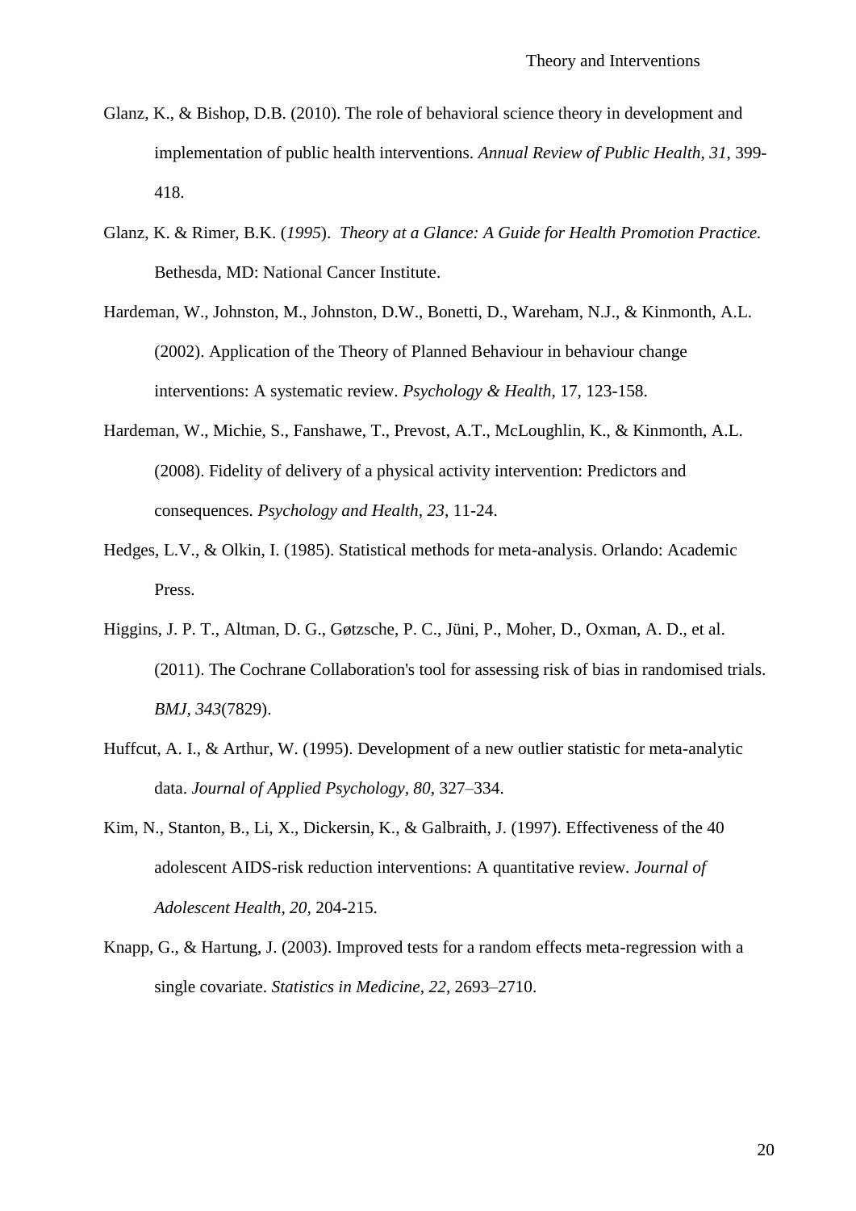Glanz, K., & Bishop, D.B. (2010). The role of behavioral science theory in development and implementation of public health interventions. *Annual Review of Public Health, 31*, 399-418.

Glanz, K. & Rimer, B.K. (*1995*). *Theory at a Glance: A Guide for Health Promotion Practice.* Bethesda, MD: National Cancer Institute.

Hardeman, W., Johnston, M., Johnston, D.W., Bonetti, D., Wareham, N.J., & Kinmonth, A.L. (2002). Application of the Theory of Planned Behaviour in behaviour change interventions: A systematic review. *Psychology & Health*, 17, 123-158.

Hardeman, W., Michie, S., Fanshawe, T., Prevost, A.T., McLoughlin, K., & Kinmonth, A.L. (2008). Fidelity of delivery of a physical activity intervention: Predictors and consequences. *Psychology and Health, 23,* 11-24.

Hedges, L.V., & Olkin, I. (1985). Statistical methods for meta-analysis. Orlando: Academic Press.

Higgins, J. P. T., Altman, D. G., Gøtzsche, P. C., Jüni, P., Moher, D., Oxman, A. D., et al. (2011). The Cochrane Collaboration's tool for assessing risk of bias in randomised trials. *BMJ, 343*(7829).

Huffcut, A. I., & Arthur, W. (1995). Development of a new outlier statistic for meta-analytic data. *Journal of Applied Psychology, 80*, 327–334.

Kim, N., Stanton, B., Li, X., Dickersin, K., & Galbraith, J. (1997). Effectiveness of the 40 adolescent AIDS-risk reduction interventions: A quantitative review. *Journal of Adolescent Health, 20,* 204-215.

Knapp, G., & Hartung, J. (2003). Improved tests for a random effects meta-regression with a single covariate. *Statistics in Medicine, 22*, 2693–2710.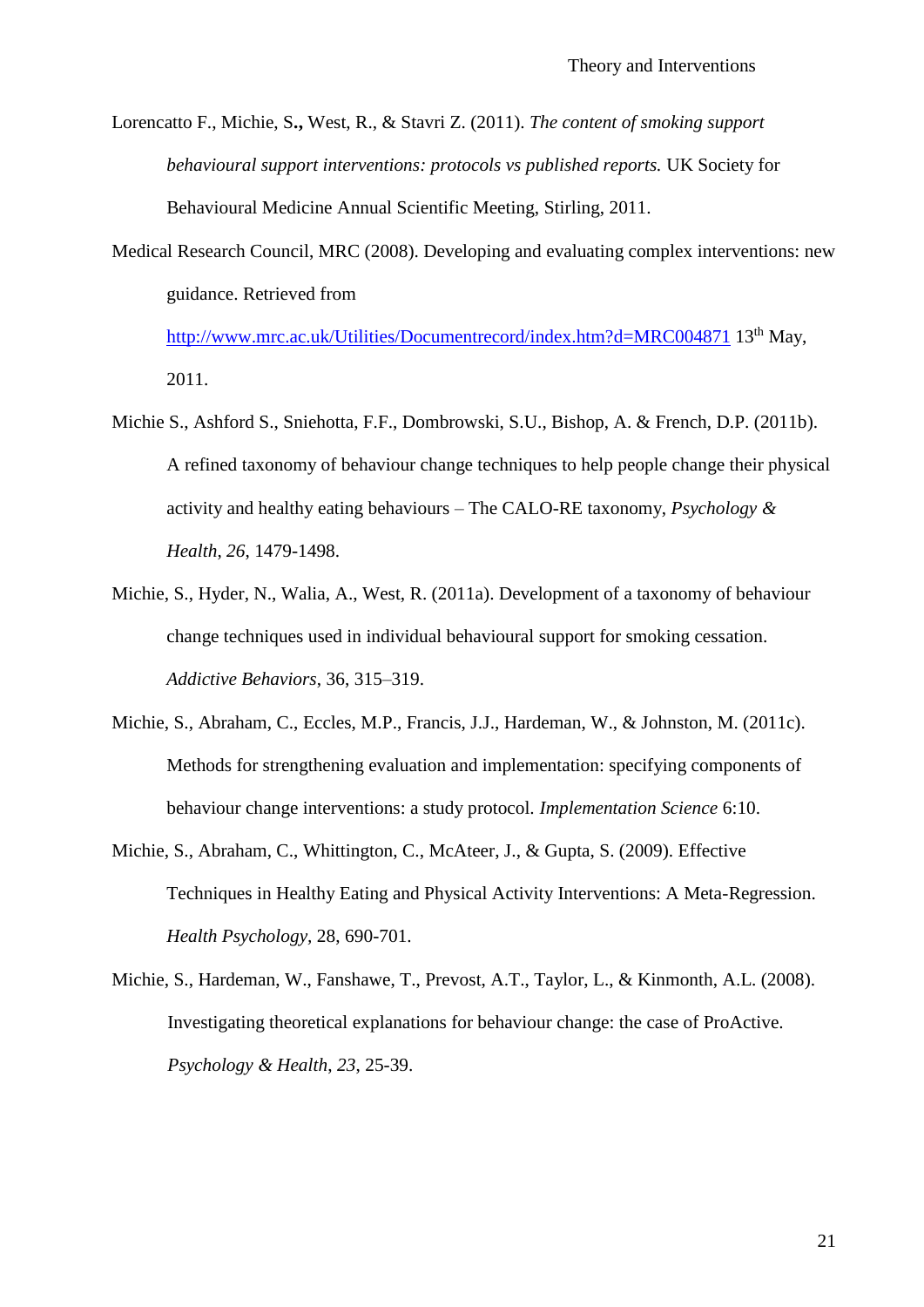Lorencatto F., Michie, S**.,** West, R., & Stavri Z. (2011). *The content of smoking support behavioural support interventions: protocols vs published reports.* UK Society for Behavioural Medicine Annual Scientific Meeting, Stirling, 2011.

Medical Research Council, MRC (2008). Developing and evaluating complex interventions: new guidance. Retrieved from http://www.mrc.ac.uk/Utilities/Documentrecord/index.htm?d=MRC004871 13th May, 2011.

Michie S., Ashford S., Sniehotta, F.F., Dombrowski, S.U., Bishop, A. & French, D.P. (2011b). A refined taxonomy of behaviour change techniques to help people change their physical activity and healthy eating behaviours – The CALO-RE taxonomy, *Psychology & Health*, *26*, 1479-1498.

Michie, S., Hyder, N., Walia, A., West, R. (2011a). Development of a taxonomy of behaviour change techniques used in individual behavioural support for smoking cessation. *Addictive Behaviors*, 36, 315–319.

Michie, S., Abraham, C., Eccles, M.P., Francis, J.J., Hardeman, W., & Johnston, M. (2011c). Methods for strengthening evaluation and implementation: specifying components of behaviour change interventions: a study protocol. *Implementation Science* 6:10.

Michie, S., Abraham, C., Whittington, C., McAteer, J., & Gupta, S. (2009). Effective Techniques in Healthy Eating and Physical Activity Interventions: A Meta-Regression. *Health Psychology*, 28, 690-701.

Michie, S., Hardeman, W., Fanshawe, T., Prevost, A.T., Taylor, L., & Kinmonth, A.L. (2008). Investigating theoretical explanations for behaviour change: the case of ProActive. *Psychology & Health*, *23*, 25-39.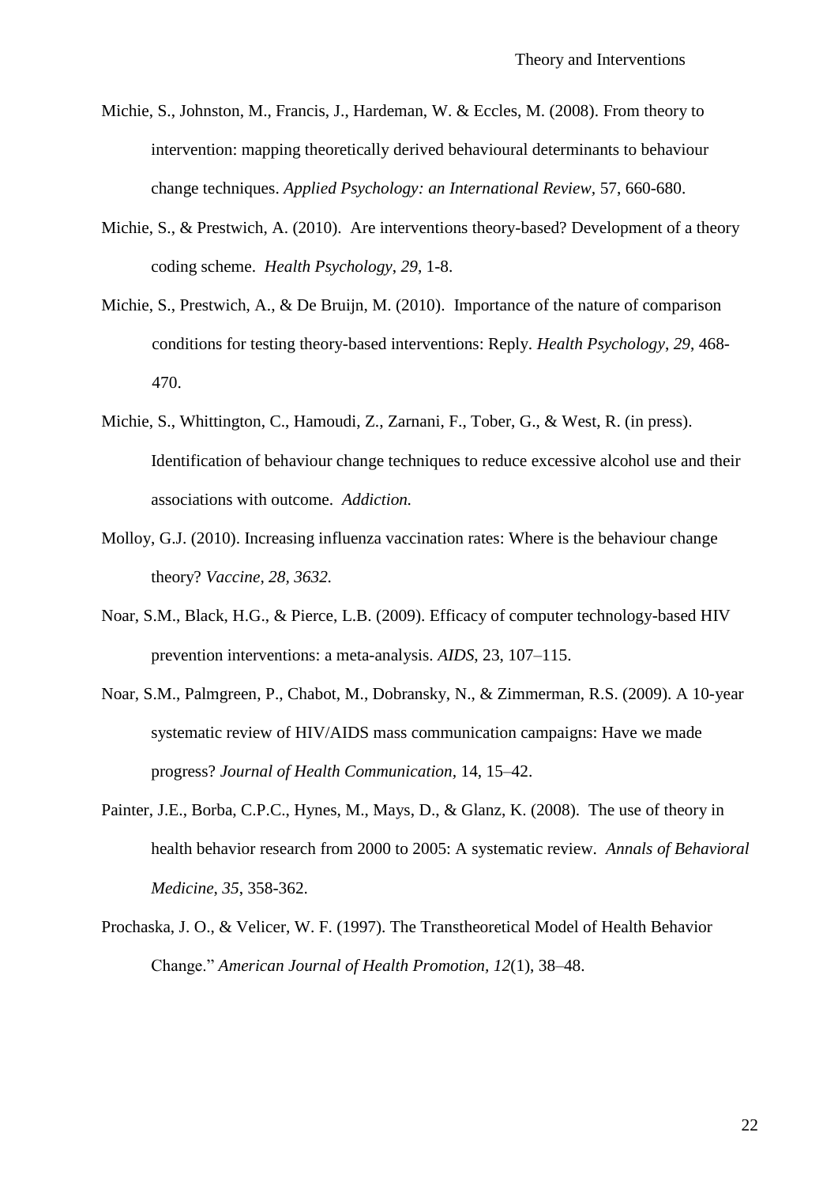Michie, S., Johnston, M., Francis, J., Hardeman, W. & Eccles, M. (2008). From theory to intervention: mapping theoretically derived behavioural determinants to behaviour change techniques. *Applied Psychology: an International Review*, 57, 660-680.

Michie, S., & Prestwich, A. (2010). Are interventions theory-based? Development of a theory coding scheme. *Health Psychology*, *29*, 1-8.

Michie, S., Prestwich, A., & De Bruijn, M. (2010). Importance of the nature of comparison conditions for testing theory-based interventions: Reply. *Health Psychology*, *29*, 468-470.

Michie, S., Whittington, C., Hamoudi, Z., Zarnani, F., Tober, G., & West, R. (in press). Identification of behaviour change techniques to reduce excessive alcohol use and their associations with outcome. *Addiction.*

Molloy, G.J. (2010). Increasing influenza vaccination rates: Where is the behaviour change theory? *Vaccine, 28, 3632.*

Noar, S.M., Black, H.G., & Pierce, L.B. (2009). Efficacy of computer technology-based HIV prevention interventions: a meta-analysis. *AIDS*, 23, 107–115.

Noar, S.M., Palmgreen, P., Chabot, M., Dobransky, N., & Zimmerman, R.S. (2009). A 10-year systematic review of HIV/AIDS mass communication campaigns: Have we made progress? *Journal of Health Communication*, 14, 15–42.

Painter, J.E., Borba, C.P.C., Hynes, M., Mays, D., & Glanz, K. (2008). The use of theory in health behavior research from 2000 to 2005: A systematic review. *Annals of Behavioral Medicine*, *35*, 358-362.

Prochaska, J. O., & Velicer, W. F. (1997). The Transtheoretical Model of Health Behavior Change." *American Journal of Health Promotion, 12*(1), 38–48.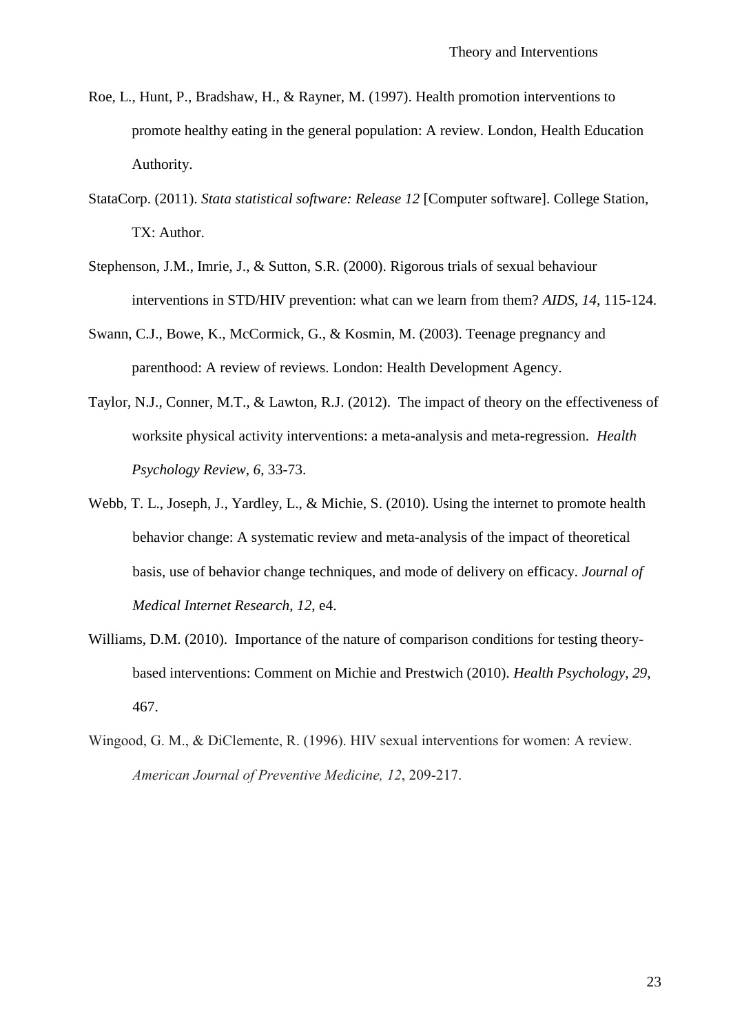Roe, L., Hunt, P., Bradshaw, H., & Rayner, M. (1997). Health promotion interventions to promote healthy eating in the general population: A review. London, Health Education Authority.

StataCorp. (2011). *Stata statistical software: Release 12* [Computer software]. College Station, TX: Author.

Stephenson, J.M., Imrie, J., & Sutton, S.R. (2000). Rigorous trials of sexual behaviour interventions in STD/HIV prevention: what can we learn from them? *AIDS*, *14*, 115-124.

Swann, C.J., Bowe, K., McCormick, G., & Kosmin, M. (2003). Teenage pregnancy and parenthood: A review of reviews. London: Health Development Agency.

Taylor, N.J., Conner, M.T., & Lawton, R.J. (2012). The impact of theory on the effectiveness of worksite physical activity interventions: a meta-analysis and meta-regression. *Health Psychology Review*, *6*, 33-73.

Webb, T. L., Joseph, J., Yardley, L., & Michie, S. (2010). Using the internet to promote health behavior change: A systematic review and meta-analysis of the impact of theoretical basis, use of behavior change techniques, and mode of delivery on efficacy. *Journal of Medical Internet Research*, *12*, e4.

Williams, D.M. (2010). Importance of the nature of comparison conditions for testing theory-based interventions: Comment on Michie and Prestwich (2010). *Health Psychology*, *29*, 467.

Wingood, G. M., & DiClemente, R. (1996). HIV sexual interventions for women: A review. *American Journal of Preventive Medicine, 12*, 209-217.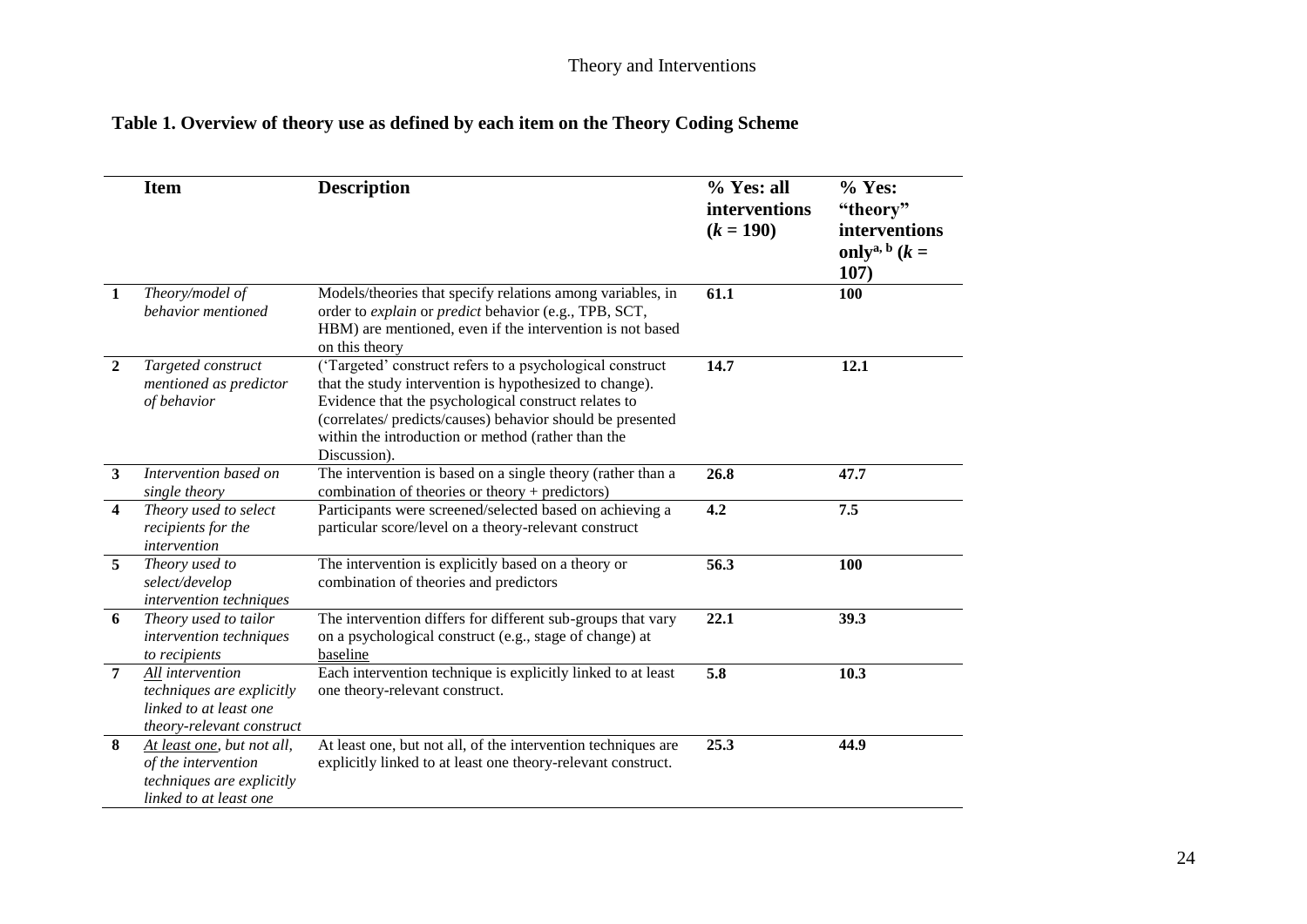**Table 1. Overview of theory use as defined by each item on the Theory Coding Scheme**

| | Item | Description | % Yes: all interventions ($k$ = 190) | % Yes: "theory" interventions only[a, b] ($k$ = 107) |
|---|---|---|---|---|
| **1** | *Theory/model of behavior mentioned* | Models/theories that specify relations among variables, in order to *explain* or *predict* behavior (e.g., TPB, SCT, HBM) are mentioned, even if the intervention is not based on this theory | **61.1** | **100** |
| **2** | *Targeted construct mentioned as predictor of behavior* | ('Targeted' construct refers to a psychological construct that the study intervention is hypothesized to change). Evidence that the psychological construct relates to (correlates/ predicts/causes) behavior should be presented within the introduction or method (rather than the Discussion). | **14.7** | **12.1** |
| **3** | *Intervention based on single theory* | The intervention is based on a single theory (rather than a combination of theories or theory + predictors) | **26.8** | **47.7** |
| **4** | *Theory used to select recipients for the intervention* | Participants were screened/selected based on achieving a particular score/level on a theory-relevant construct | **4.2** | **7.5** |
| **5** | *Theory used to select/develop intervention techniques* | The intervention is explicitly based on a theory or combination of theories and predictors | **56.3** | **100** |
| **6** | *Theory used to tailor intervention techniques to recipients* | The intervention differs for different sub-groups that vary on a psychological construct (e.g., stage of change) at baseline | **22.1** | **39.3** |
| **7** | *All intervention techniques are explicitly linked to at least one theory-relevant construct* | Each intervention technique is explicitly linked to at least one theory-relevant construct. | **5.8** | **10.3** |
| **8** | *At least one, but not all, of the intervention techniques are explicitly linked to at least one* | At least one, but not all, of the intervention techniques are explicitly linked to at least one theory-relevant construct. | **25.3** | **44.9** |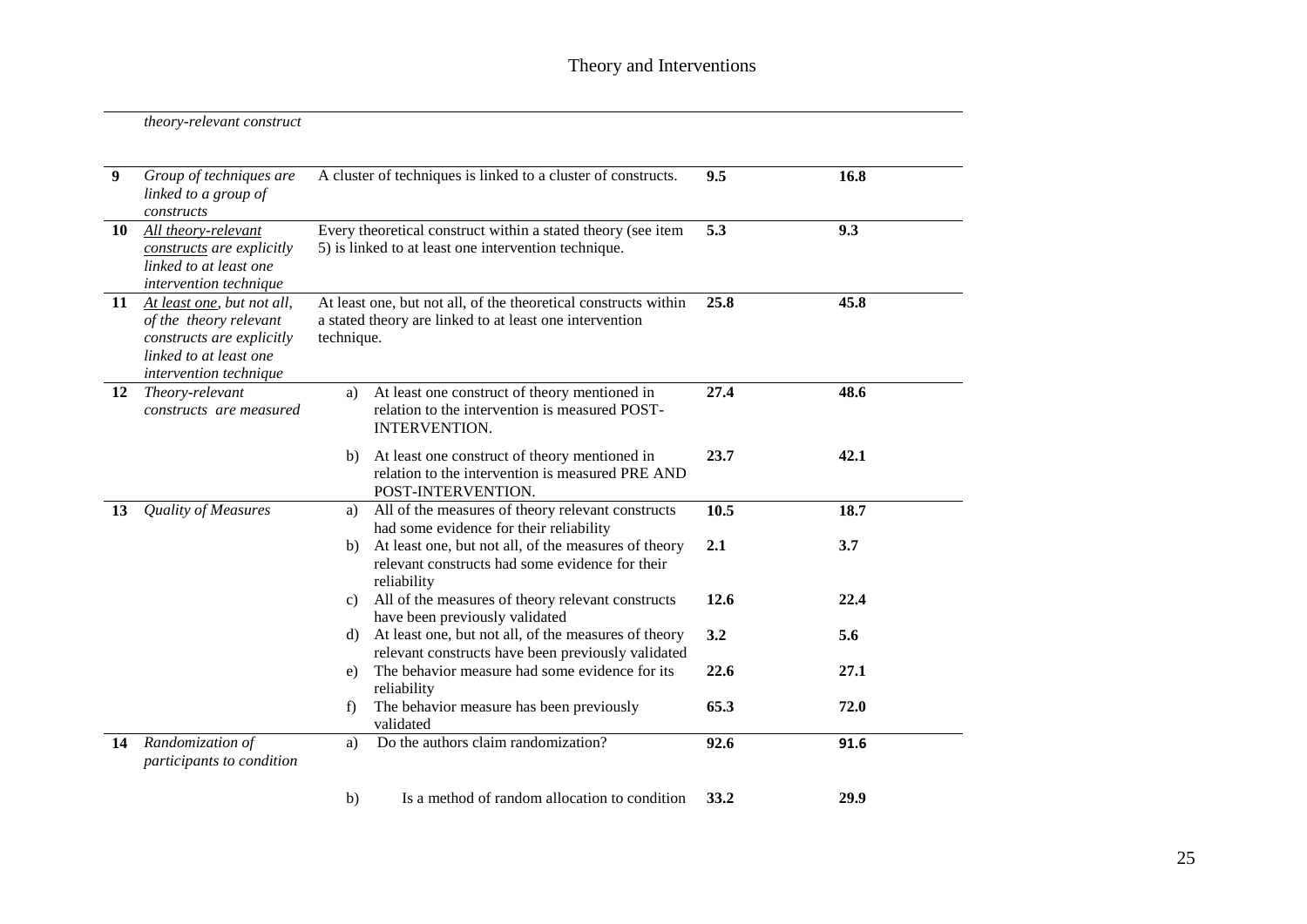| | | | | |
|---|---|---|---|---|
| | *theory-relevant construct* | | | |
| **9** | *Group of techniques are linked to a group of constructs* | A cluster of techniques is linked to a cluster of constructs. | **9.5** | **16.8** |
| **10** | *<u>All theory-relevant constructs</u> are explicitly linked to at least one intervention technique* | Every theoretical construct within a stated theory (see item 5) is linked to at least one intervention technique. | **5.3** | **9.3** |
| **11** | *<u>At least one</u>, but not all, of the theory relevant constructs are explicitly linked to at least one intervention technique* | At least one, but not all, of the theoretical constructs within a stated theory are linked to at least one intervention technique. | **25.8** | **45.8** |
| **12** | *Theory-relevant constructs are measured* | a) At least one construct of theory mentioned in relation to the intervention is measured POST-INTERVENTION. | **27.4** | **48.6** |
| | | b) At least one construct of theory mentioned in relation to the intervention is measured PRE AND POST-INTERVENTION. | **23.7** | **42.1** |
| **13** | *Quality of Measures* | a) All of the measures of theory relevant constructs had some evidence for their reliability | **10.5** | **18.7** |
| | | b) At least one, but not all, of the measures of theory relevant constructs had some evidence for their reliability | **2.1** | **3.7** |
| | | c) All of the measures of theory relevant constructs have been previously validated | **12.6** | **22.4** |
| | | d) At least one, but not all, of the measures of theory relevant constructs have been previously validated | **3.2** | **5.6** |
| | | e) The behavior measure had some evidence for its reliability | **22.6** | **27.1** |
| | | f) The behavior measure has been previously validated | **65.3** | **72.0** |
| **14** | *Randomization of participants to condition* | a) Do the authors claim randomization? | **92.6** | **91.6** |
| | | b) Is a method of random allocation to condition | **33.2** | **29.9** |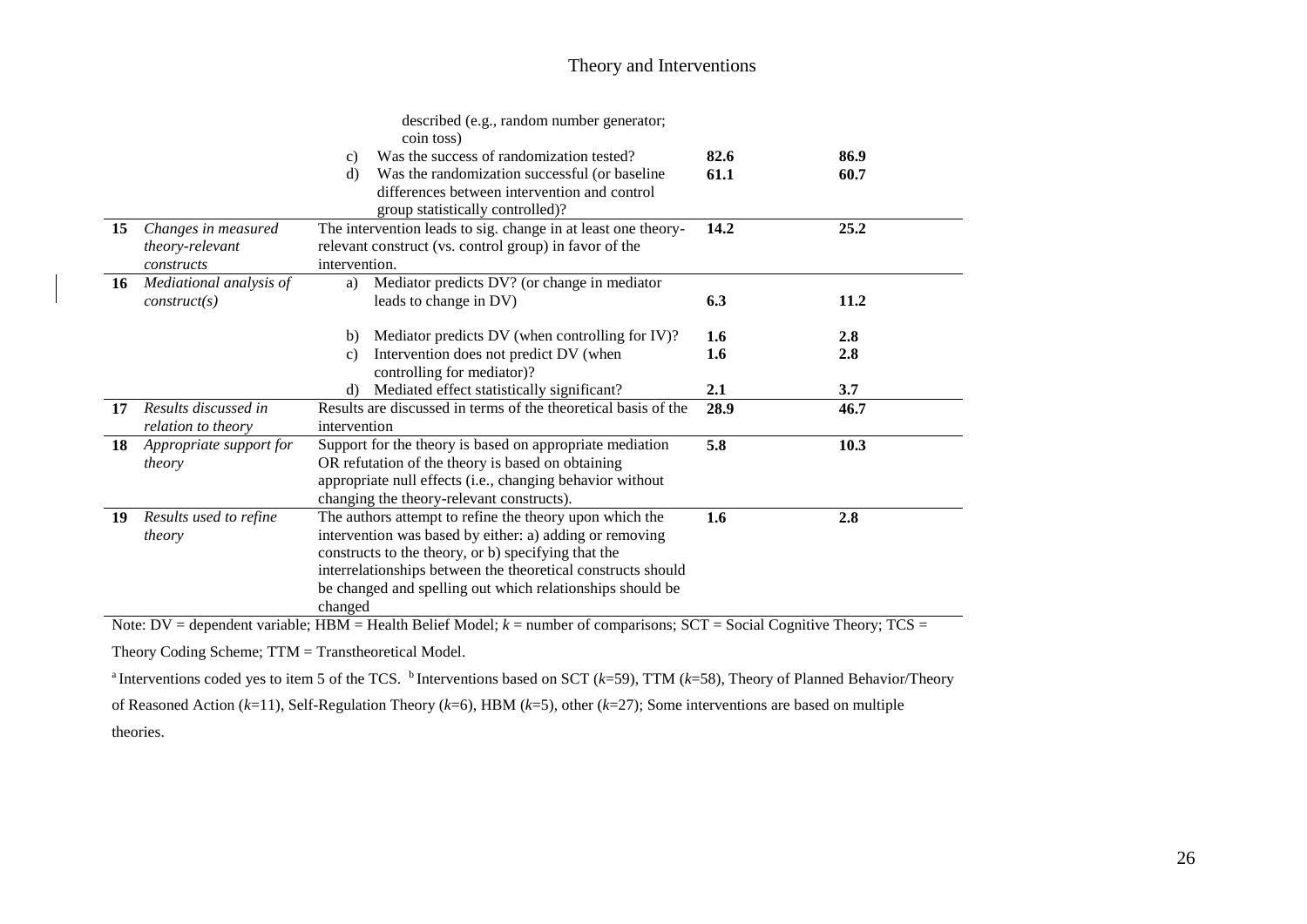| | | | | |
|---|---|---|---|---|
| | | described (e.g., random number generator; coin toss) | | |
| | | c) Was the success of randomization tested? | **82.6** | **86.9** |
| | | d) Was the randomization successful (or baseline differences between intervention and control group statistically controlled)? | **61.1** | **60.7** |
| **15** | *Changes in measured theory-relevant constructs* | The intervention leads to sig. change in at least one theory-relevant construct (vs. control group) in favor of the intervention. | **14.2** | **25.2** |
| **16** | *Mediational analysis of construct(s)* | a) Mediator predicts DV? (or change in mediator leads to change in DV) | **6.3** | **11.2** |
| | | b) Mediator predicts DV (when controlling for IV)? | **1.6** | **2.8** |
| | | c) Intervention does not predict DV (when controlling for mediator)? | **1.6** | **2.8** |
| | | d) Mediated effect statistically significant? | **2.1** | **3.7** |
| **17** | *Results discussed in relation to theory* | Results are discussed in terms of the theoretical basis of the intervention | **28.9** | **46.7** |
| **18** | *Appropriate support for theory* | Support for the theory is based on appropriate mediation OR refutation of the theory is based on obtaining appropriate null effects (i.e., changing behavior without changing the theory-relevant constructs). | **5.8** | **10.3** |
| **19** | *Results used to refine theory* | The authors attempt to refine the theory upon which the intervention was based by either: a) adding or removing constructs to the theory, or b) specifying that the interrelationships between the theoretical constructs should be changed and spelling out which relationships should be changed | **1.6** | **2.8** |

Note: DV = dependent variable; HBM = Health Belief Model; *k* = number of comparisons; SCT = Social Cognitive Theory; TCS = Theory Coding Scheme; TTM = Transtheoretical Model.

[a] Interventions coded yes to item 5 of the TCS. [b] Interventions based on SCT (*k*=59), TTM (*k*=58), Theory of Planned Behavior/Theory of Reasoned Action (*k*=11), Self-Regulation Theory (*k*=6), HBM (*k*=5), other (*k*=27); Some interventions are based on multiple theories.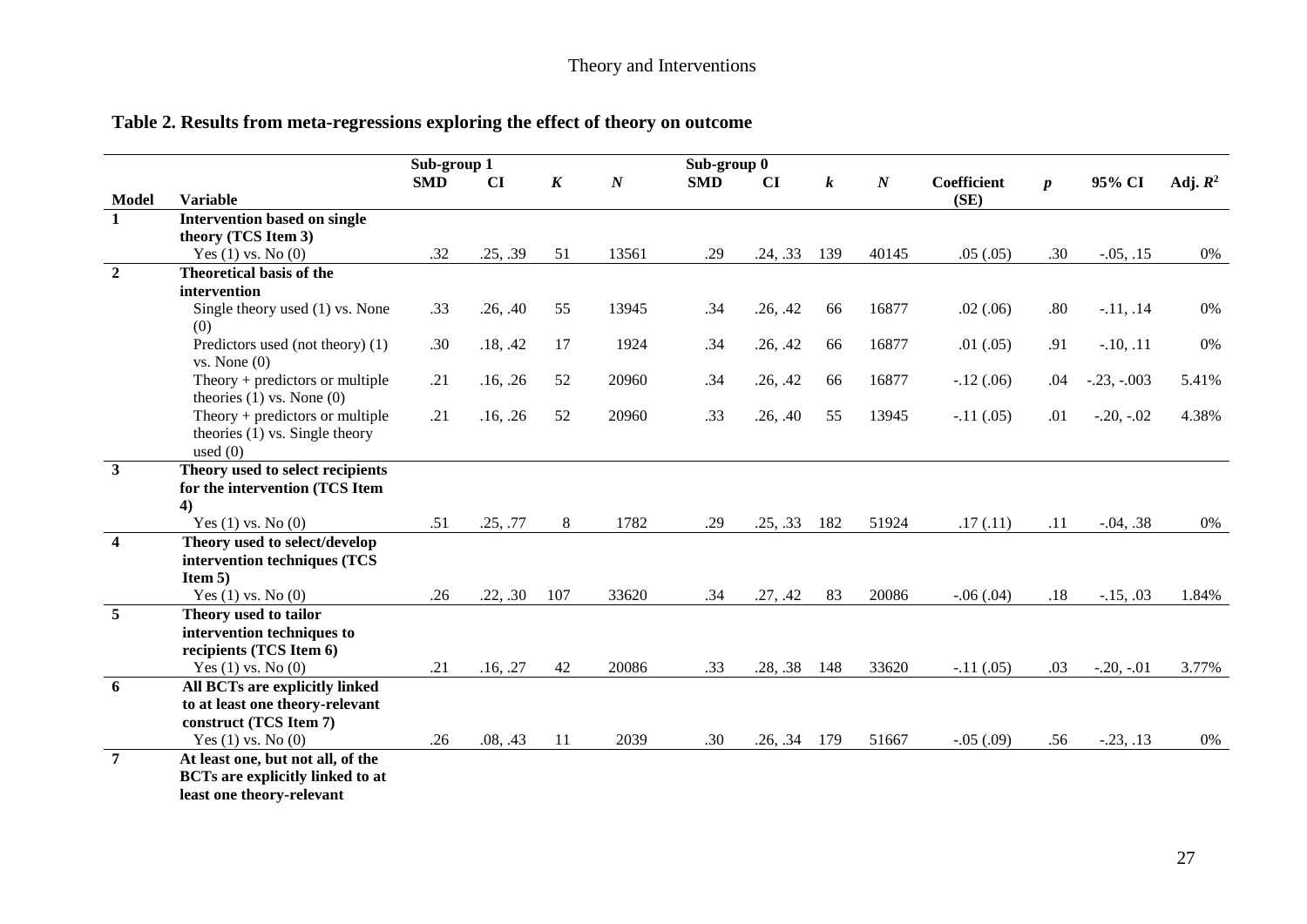## Table 2. Results from meta-regressions exploring the effect of theory on outcome

| | | Sub-group 1 | | | | Sub-group 0 | | | | | | | |
|---|---|---|---|---|---|---|---|---|---|---|---|---|---|
| **Model** | **Variable** | **SMD** | **CI** | ***K*** | ***N*** | **SMD** | **CI** | ***k*** | ***N*** | **Coefficient (SE)** | ***p*** | **95% CI** | **Adj. $R^2$** |
| **1** | **Intervention based on single theory (TCS Item 3)** | | | | | | | | | | | | |
| | Yes (1) vs. No (0) | .32 | .25, .39 | 51 | 13561 | .29 | .24, .33 | 139 | 40145 | .05 (.05) | .30 | -.05, .15 | 0% |
| **2** | **Theoretical basis of the intervention** | | | | | | | | | | | | |
| | Single theory used (1) vs. None (0) | .33 | .26, .40 | 55 | 13945 | .34 | .26, .42 | 66 | 16877 | .02 (.06) | .80 | -.11, .14 | 0% |
| | Predictors used (not theory) (1) vs. None (0) | .30 | .18, .42 | 17 | 1924 | .34 | .26, .42 | 66 | 16877 | .01 (.05) | .91 | -.10, .11 | 0% |
| | Theory + predictors or multiple theories (1) vs. None (0) | .21 | .16, .26 | 52 | 20960 | .34 | .26, .42 | 66 | 16877 | -.12 (.06) | .04 | -.23, -.003 | 5.41% |
| | Theory + predictors or multiple theories (1) vs. Single theory used (0) | .21 | .16, .26 | 52 | 20960 | .33 | .26, .40 | 55 | 13945 | -.11 (.05) | .01 | -.20, -.02 | 4.38% |
| **3** | **Theory used to select recipients for the intervention (TCS Item 4)** | | | | | | | | | | | | |
| | Yes (1) vs. No (0) | .51 | .25, .77 | 8 | 1782 | .29 | .25, .33 | 182 | 51924 | .17 (.11) | .11 | -.04, .38 | 0% |
| **4** | **Theory used to select/develop intervention techniques (TCS Item 5)** | | | | | | | | | | | | |
| | Yes (1) vs. No (0) | .26 | .22, .30 | 107 | 33620 | .34 | .27, .42 | 83 | 20086 | -.06 (.04) | .18 | -.15, .03 | 1.84% |
| **5** | **Theory used to tailor intervention techniques to recipients (TCS Item 6)** | | | | | | | | | | | | |
| | Yes (1) vs. No (0) | .21 | .16, .27 | 42 | 20086 | .33 | .28, .38 | 148 | 33620 | -.11 (.05) | .03 | -.20, -.01 | 3.77% |
| **6** | **All BCTs are explicitly linked to at least one theory-relevant construct (TCS Item 7)** | | | | | | | | | | | | |
| | Yes (1) vs. No (0) | .26 | .08, .43 | 11 | 2039 | .30 | .26, .34 | 179 | 51667 | -.05 (.09) | .56 | -.23, .13 | 0% |
| **7** | **At least one, but not all, of the BCTs are explicitly linked to at least one theory-relevant** | | | | | | | | | | | | |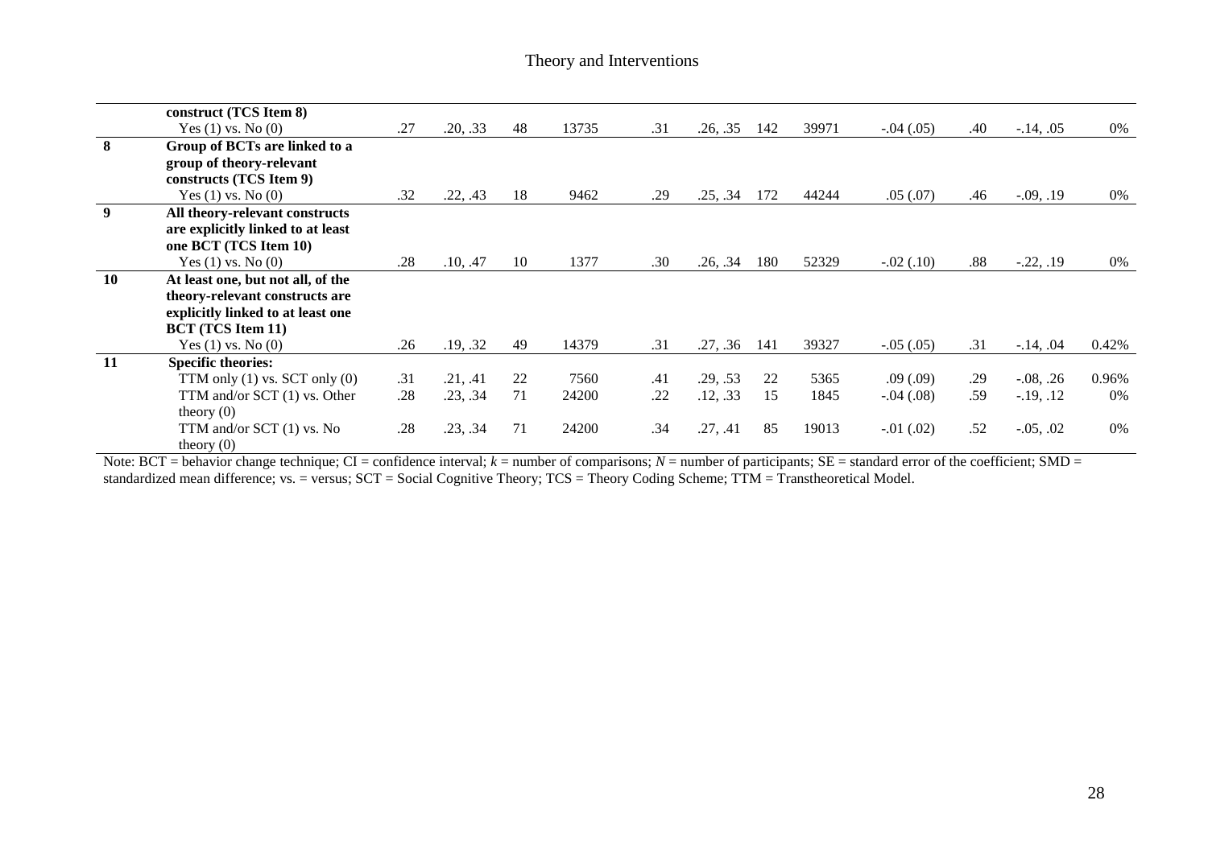| | | | | | | | | | | | | | |
|---|---|---|---|---|---|---|---|---|---|---|---|---|---|
| | **construct (TCS Item 8)** | | | | | | | | | | | | |
| | Yes (1) vs. No (0) | .27 | .20, .33 | 48 | 13735 | .31 | .26, .35 | 142 | 39971 | -.04 (.05) | .40 | -.14, .05 | 0% |
| **8** | **Group of BCTs are linked to a group of theory-relevant constructs (TCS Item 9)** | | | | | | | | | | | | |
| | Yes (1) vs. No (0) | .32 | .22, .43 | 18 | 9462 | .29 | .25, .34 | 172 | 44244 | .05 (.07) | .46 | -.09, .19 | 0% |
| **9** | **All theory-relevant constructs are explicitly linked to at least one BCT (TCS Item 10)** | | | | | | | | | | | | |
| | Yes (1) vs. No (0) | .28 | .10, .47 | 10 | 1377 | .30 | .26, .34 | 180 | 52329 | -.02 (.10) | .88 | -.22, .19 | 0% |
| **10** | **At least one, but not all, of the theory-relevant constructs are explicitly linked to at least one BCT (TCS Item 11)** | | | | | | | | | | | | |
| | Yes (1) vs. No (0) | .26 | .19, .32 | 49 | 14379 | .31 | .27, .36 | 141 | 39327 | -.05 (.05) | .31 | -.14, .04 | 0.42% |
| **11** | **Specific theories:** | | | | | | | | | | | | |
| | TTM only (1) vs. SCT only (0) | .31 | .21, .41 | 22 | 7560 | .41 | .29, .53 | 22 | 5365 | .09 (.09) | .29 | -.08, .26 | 0.96% |
| | TTM and/or SCT (1) vs. Other theory (0) | .28 | .23, .34 | 71 | 24200 | .22 | .12, .33 | 15 | 1845 | -.04 (.08) | .59 | -.19, .12 | 0% |
| | TTM and/or SCT (1) vs. No theory (0) | .28 | .23, .34 | 71 | 24200 | .34 | .27, .41 | 85 | 19013 | -.01 (.02) | .52 | -.05, .02 | 0% |

Note: BCT = behavior change technique; CI = confidence interval; *k* = number of comparisons; *N* = number of participants; SE = standard error of the coefficient; SMD = standardized mean difference; vs. = versus; SCT = Social Cognitive Theory; TCS = Theory Coding Scheme; TTM = Transtheoretical Model.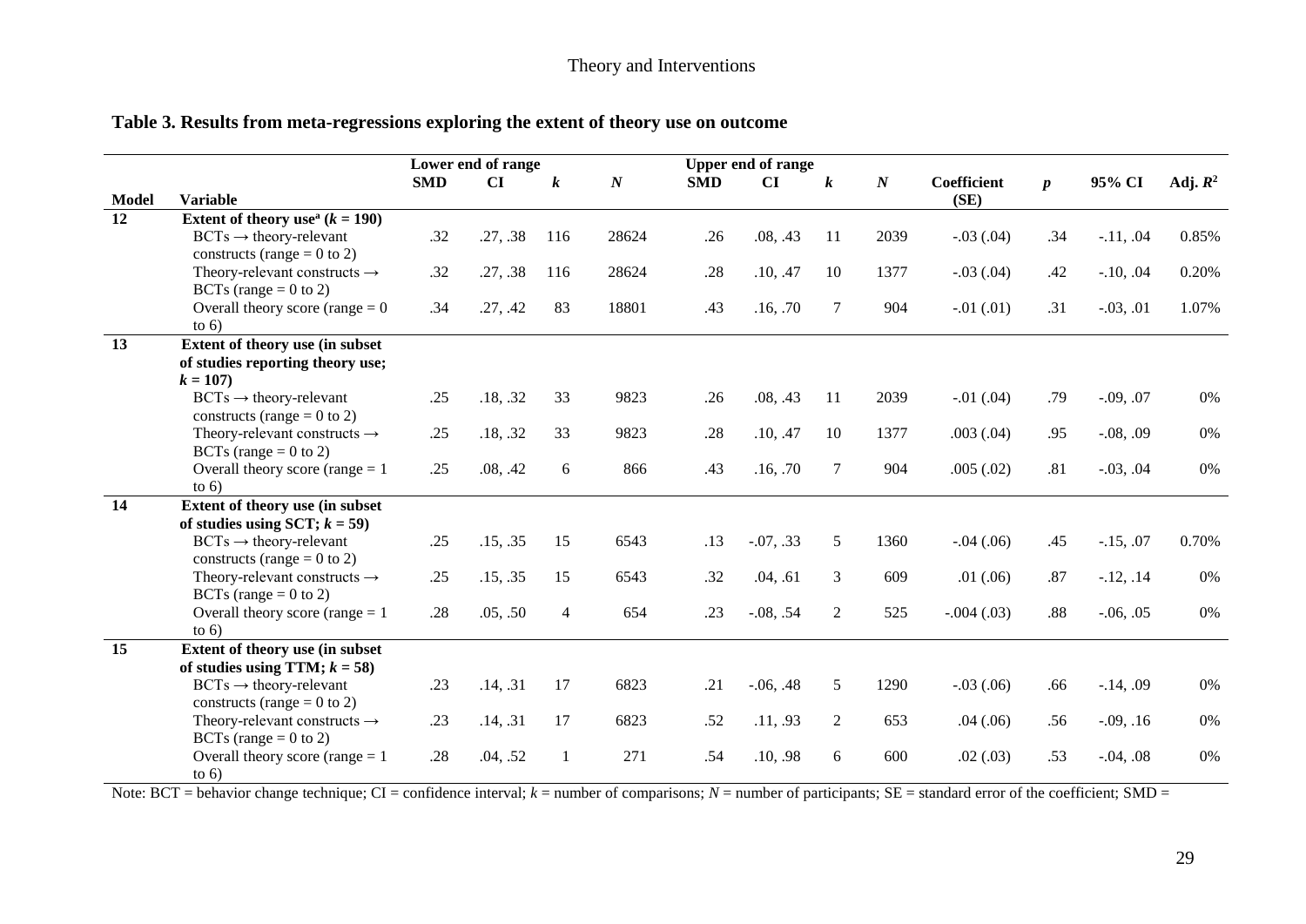**Table 3. Results from meta-regressions exploring the extent of theory use on outcome**

| | | Lower end of range | | | | Upper end of range | | | | | | | |
|---|---|---|---|---|---|---|---|---|---|---|---|---|---|
| **Model** | **Variable** | **SMD** | **CI** | ***k*** | ***N*** | **SMD** | **CI** | ***k*** | ***N*** | **Coefficient (SE)** | ***p*** | **95% CI** | **Adj. $R^2$** |
| **12** | **Extent of theory use[a] ($k$ = 190)** | | | | | | | | | | | | |
| | BCTs → theory-relevant constructs (range = 0 to 2) | .32 | .27, .38 | 116 | 28624 | .26 | .08, .43 | 11 | 2039 | -.03 (.04) | .34 | -.11, .04 | 0.85% |
| | Theory-relevant constructs → BCTs (range = 0 to 2) | .32 | .27, .38 | 116 | 28624 | .28 | .10, .47 | 10 | 1377 | -.03 (.04) | .42 | -.10, .04 | 0.20% |
| | Overall theory score (range = 0 to 6) | .34 | .27, .42 | 83 | 18801 | .43 | .16, .70 | 7 | 904 | -.01 (.01) | .31 | -.03, .01 | 1.07% |
| **13** | **Extent of theory use (in subset of studies reporting theory use; $k$ = 107)** | | | | | | | | | | | | |
| | BCTs → theory-relevant constructs (range = 0 to 2) | .25 | .18, .32 | 33 | 9823 | .26 | .08, .43 | 11 | 2039 | -.01 (.04) | .79 | -.09, .07 | 0% |
| | Theory-relevant constructs → BCTs (range = 0 to 2) | .25 | .18, .32 | 33 | 9823 | .28 | .10, .47 | 10 | 1377 | .003 (.04) | .95 | -.08, .09 | 0% |
| | Overall theory score (range = 1 to 6) | .25 | .08, .42 | 6 | 866 | .43 | .16, .70 | 7 | 904 | .005 (.02) | .81 | -.03, .04 | 0% |
| **14** | **Extent of theory use (in subset of studies using SCT; $k$ = 59)** | | | | | | | | | | | | |
| | BCTs → theory-relevant constructs (range = 0 to 2) | .25 | .15, .35 | 15 | 6543 | .13 | -.07, .33 | 5 | 1360 | -.04 (.06) | .45 | -.15, .07 | 0.70% |
| | Theory-relevant constructs → BCTs (range = 0 to 2) | .25 | .15, .35 | 15 | 6543 | .32 | .04, .61 | 3 | 609 | .01 (.06) | .87 | -.12, .14 | 0% |
| | Overall theory score (range = 1 to 6) | .28 | .05, .50 | 4 | 654 | .23 | -.08, .54 | 2 | 525 | -.004 (.03) | .88 | -.06, .05 | 0% |
| **15** | **Extent of theory use (in subset of studies using TTM; $k$ = 58)** | | | | | | | | | | | | |
| | BCTs → theory-relevant constructs (range = 0 to 2) | .23 | .14, .31 | 17 | 6823 | .21 | -.06, .48 | 5 | 1290 | -.03 (.06) | .66 | -.14, .09 | 0% |
| | Theory-relevant constructs → BCTs (range = 0 to 2) | .23 | .14, .31 | 17 | 6823 | .52 | .11, .93 | 2 | 653 | .04 (.06) | .56 | -.09, .16 | 0% |
| | Overall theory score (range = 1 to 6) | .28 | .04, .52 | 1 | 271 | .54 | .10, .98 | 6 | 600 | .02 (.03) | .53 | -.04, .08 | 0% |

Note: BCT = behavior change technique; CI = confidence interval; $k$ = number of comparisons; $N$ = number of participants; SE = standard error of the coefficient; SMD =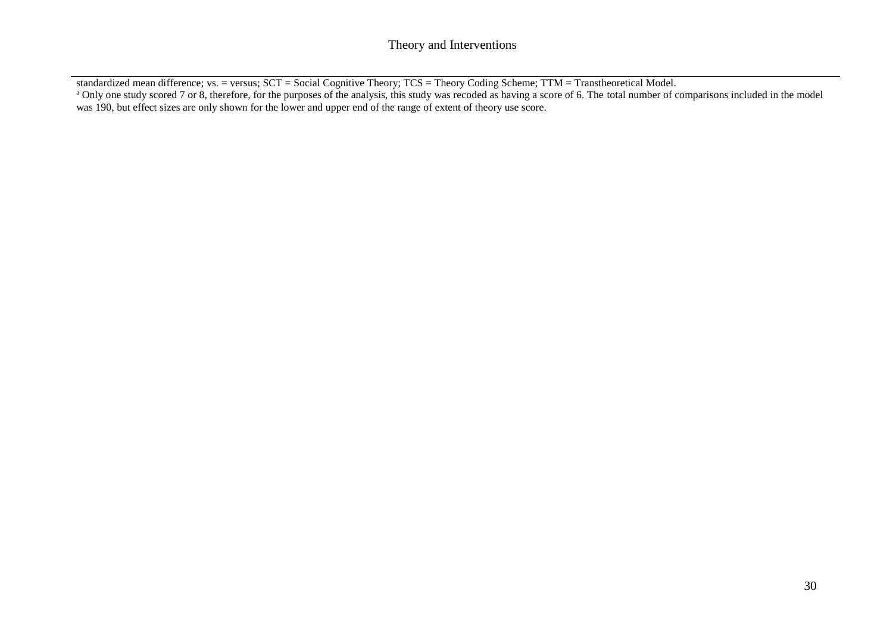standardized mean difference; vs. = versus; SCT = Social Cognitive Theory; TCS = Theory Coding Scheme; TTM = Transtheoretical Model.

[a] Only one study scored 7 or 8, therefore, for the purposes of the analysis, this study was recoded as having a score of 6. The total number of comparisons included in the model was 190, but effect sizes are only shown for the lower and upper end of the range of extent of theory use score.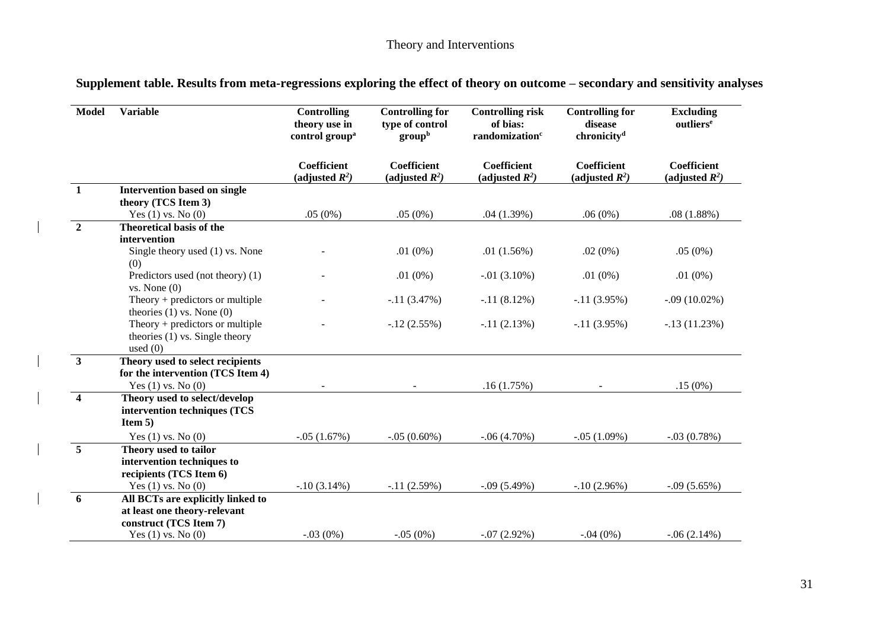**Supplement table. Results from meta-regressions exploring the effect of theory on outcome – secondary and sensitivity analyses**

| Model | Variable | Controlling theory use in control group[a] | Controlling for type of control group[b] | Controlling risk of bias: randomization[c] | Controlling for disease chronicity[d] | Excluding outliers[e] |
|---|---|---|---|---|---|---|
| | | Coefficient (adjusted $R^2$) | Coefficient (adjusted $R^2$) | Coefficient (adjusted $R^2$) | Coefficient (adjusted $R^2$) | Coefficient (adjusted $R^2$) |
| **1** | **Intervention based on single theory (TCS Item 3)** | | | | | |
| | Yes (1) vs. No (0) | .05 (0%) | .05 (0%) | .04 (1.39%) | .06 (0%) | .08 (1.88%) |
| **2** | **Theoretical basis of the intervention** | | | | | |
| | Single theory used (1) vs. None (0) | - | .01 (0%) | .01 (1.56%) | .02 (0%) | .05 (0%) |
| | Predictors used (not theory) (1) vs. None (0) | - | .01 (0%) | -.01 (3.10%) | .01 (0%) | .01 (0%) |
| | Theory + predictors or multiple theories (1) vs. None (0) | - | -.11 (3.47%) | -.11 (8.12%) | -.11 (3.95%) | -.09 (10.02%) |
| | Theory + predictors or multiple theories (1) vs. Single theory used (0) | - | -.12 (2.55%) | -.11 (2.13%) | -.11 (3.95%) | -.13 (11.23%) |
| **3** | **Theory used to select recipients for the intervention (TCS Item 4)** | | | | | |
| | Yes (1) vs. No (0) | - | - | .16 (1.75%) | - | .15 (0%) |
| **4** | **Theory used to select/develop intervention techniques (TCS Item 5)** | | | | | |
| | Yes (1) vs. No (0) | -.05 (1.67%) | -.05 (0.60%) | -.06 (4.70%) | -.05 (1.09%) | -.03 (0.78%) |
| **5** | **Theory used to tailor intervention techniques to recipients (TCS Item 6)** | | | | | |
| | Yes (1) vs. No (0) | -.10 (3.14%) | -.11 (2.59%) | -.09 (5.49%) | -.10 (2.96%) | -.09 (5.65%) |
| **6** | **All BCTs are explicitly linked to at least one theory-relevant construct (TCS Item 7)** | | | | | |
| | Yes (1) vs. No (0) | -.03 (0%) | -.05 (0%) | -.07 (2.92%) | -.04 (0%) | -.06 (2.14%) |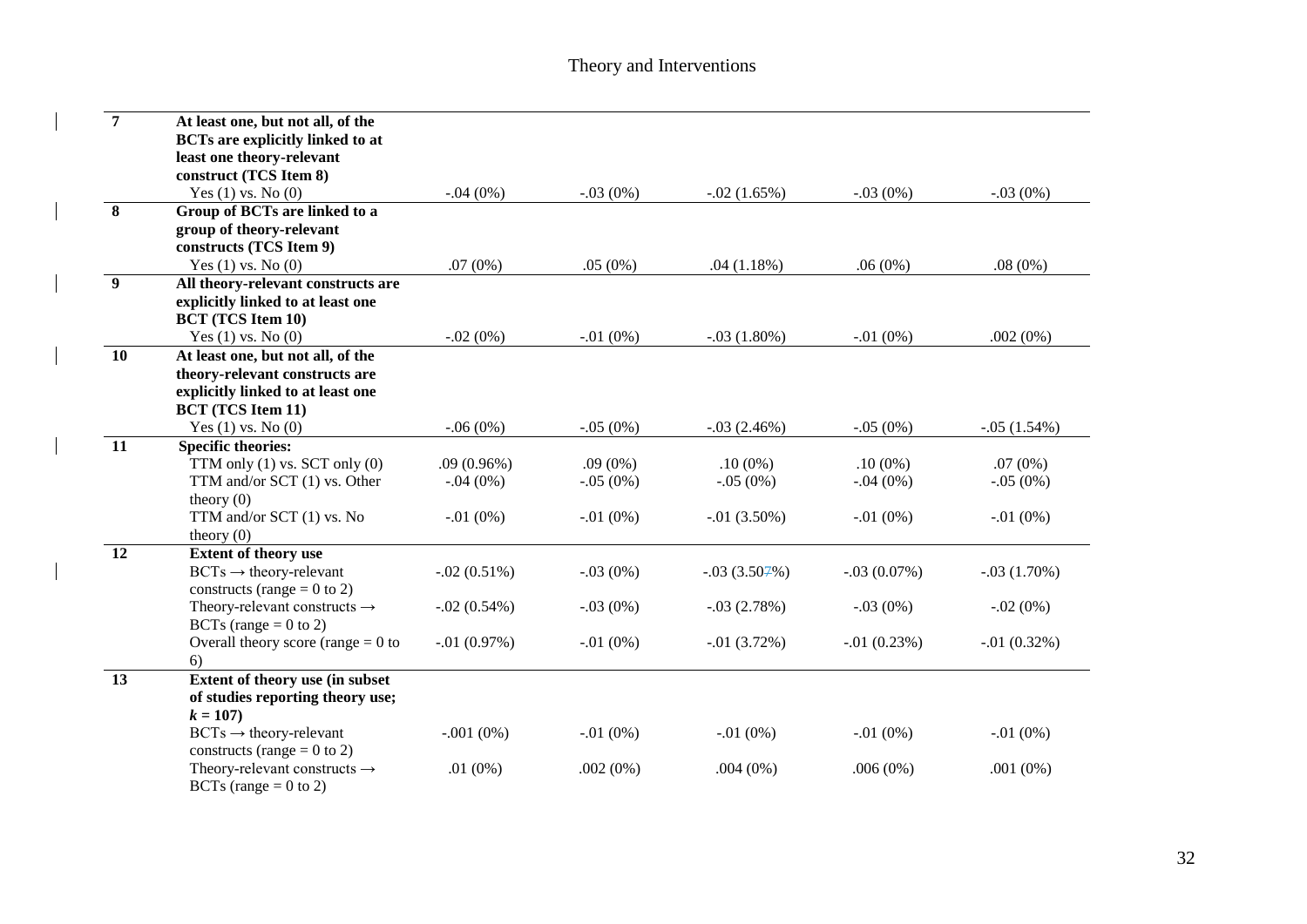| | | | | | | |
|---|---|---|---|---|---|---|
| **7** | **At least one, but not all, of the BCTs are explicitly linked to at least one theory-relevant construct (TCS Item 8)** | | | | | |
| | Yes (1) vs. No (0) | -.04 (0%) | -.03 (0%) | -.02 (1.65%) | -.03 (0%) | -.03 (0%) |
| **8** | **Group of BCTs are linked to a group of theory-relevant constructs (TCS Item 9)** | | | | | |
| | Yes (1) vs. No (0) | .07 (0%) | .05 (0%) | .04 (1.18%) | .06 (0%) | .08 (0%) |
| **9** | **All theory-relevant constructs are explicitly linked to at least one BCT (TCS Item 10)** | | | | | |
| | Yes (1) vs. No (0) | -.02 (0%) | -.01 (0%) | -.03 (1.80%) | -.01 (0%) | .002 (0%) |
| **10** | **At least one, but not all, of the theory-relevant constructs are explicitly linked to at least one BCT (TCS Item 11)** | | | | | |
| | Yes (1) vs. No (0) | -.06 (0%) | -.05 (0%) | -.03 (2.46%) | -.05 (0%) | -.05 (1.54%) |
| **11** | **Specific theories:** | | | | | |
| | TTM only (1) vs. SCT only (0) | .09 (0.96%) | .09 (0%) | .10 (0%) | .10 (0%) | .07 (0%) |
| | TTM and/or SCT (1) vs. Other theory (0) | -.04 (0%) | -.05 (0%) | -.05 (0%) | -.04 (0%) | -.05 (0%) |
| | TTM and/or SCT (1) vs. No theory (0) | -.01 (0%) | -.01 (0%) | -.01 (3.50%) | -.01 (0%) | -.01 (0%) |
| **12** | **Extent of theory use** | | | | | |
| | BCTs → theory-relevant constructs (range = 0 to 2) | -.02 (0.51%) | -.03 (0%) | -.03 (3.507%) | -.03 (0.07%) | -.03 (1.70%) |
| | Theory-relevant constructs → BCTs (range = 0 to 2) | -.02 (0.54%) | -.03 (0%) | -.03 (2.78%) | -.03 (0%) | -.02 (0%) |
| | Overall theory score (range = 0 to 6) | -.01 (0.97%) | -.01 (0%) | -.01 (3.72%) | -.01 (0.23%) | -.01 (0.32%) |
| **13** | **Extent of theory use (in subset of studies reporting theory use; *k* = 107)** | | | | | |
| | BCTs → theory-relevant constructs (range = 0 to 2) | -.001 (0%) | -.01 (0%) | -.01 (0%) | -.01 (0%) | -.01 (0%) |
| | Theory-relevant constructs → BCTs (range = 0 to 2) | .01 (0%) | .002 (0%) | .004 (0%) | .006 (0%) | .001 (0%) |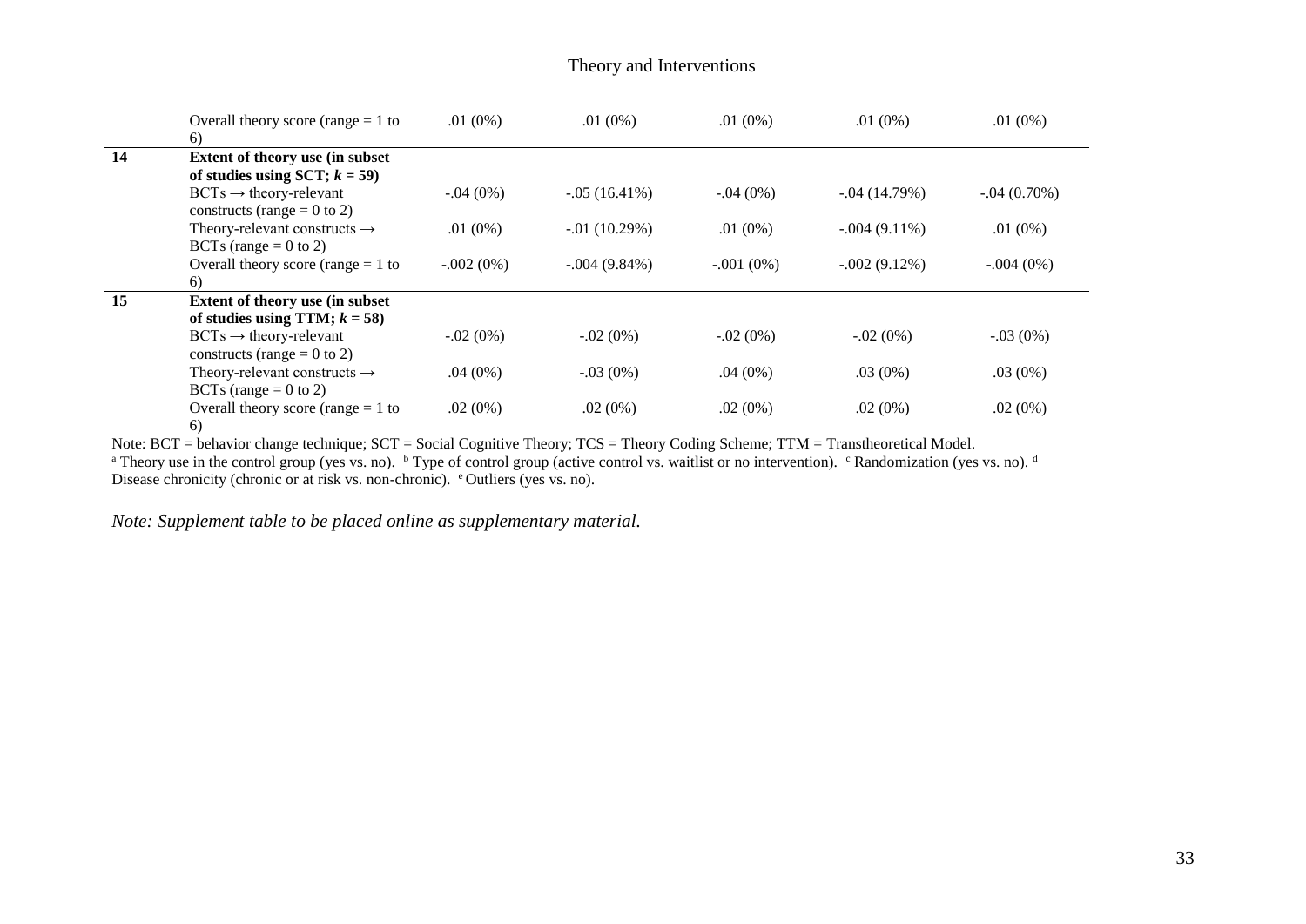| | | | | | | |
|---|---|---|---|---|---|---|
| | Overall theory score (range = 1 to 6) | .01 (0%) | .01 (0%) | .01 (0%) | .01 (0%) | .01 (0%) |
| **14** | **Extent of theory use (in subset of studies using SCT; *k* = 59)** | | | | | |
| | BCTs → theory-relevant constructs (range = 0 to 2) | -.04 (0%) | -.05 (16.41%) | -.04 (0%) | -.04 (14.79%) | -.04 (0.70%) |
| | Theory-relevant constructs → BCTs (range = 0 to 2) | .01 (0%) | -.01 (10.29%) | .01 (0%) | -.004 (9.11%) | .01 (0%) |
| | Overall theory score (range = 1 to 6) | -.002 (0%) | -.004 (9.84%) | -.001 (0%) | -.002 (9.12%) | -.004 (0%) |
| **15** | **Extent of theory use (in subset of studies using TTM; *k* = 58)** | | | | | |
| | BCTs → theory-relevant constructs (range = 0 to 2) | -.02 (0%) | -.02 (0%) | -.02 (0%) | -.02 (0%) | -.03 (0%) |
| | Theory-relevant constructs → BCTs (range = 0 to 2) | .04 (0%) | -.03 (0%) | .04 (0%) | .03 (0%) | .03 (0%) |
| | Overall theory score (range = 1 to 6) | .02 (0%) | .02 (0%) | .02 (0%) | .02 (0%) | .02 (0%) |

Note: BCT = behavior change technique; SCT = Social Cognitive Theory; TCS = Theory Coding Scheme; TTM = Transtheoretical Model.
[a] Theory use in the control group (yes vs. no). [b] Type of control group (active control vs. waitlist or no intervention). [c] Randomization (yes vs. no). [d] Disease chronicity (chronic or at risk vs. non-chronic). [e] Outliers (yes vs. no).

*Note: Supplement table to be placed online as supplementary material.*